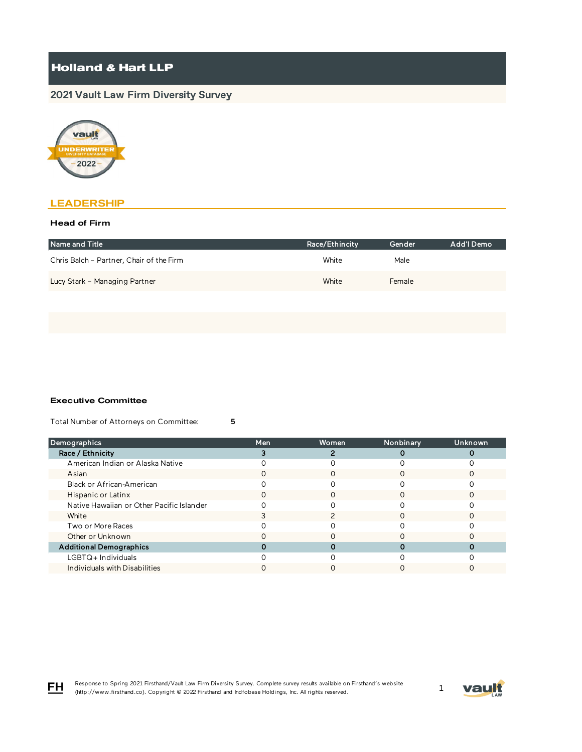# Holland & Hart LLP

## 2021 Vault Law Firm Diversity Survey

## LEADERSHIP

### Head of Firm

| Name and Title | Race/Ethincity | Gender | Add'l Demo |
|---|---|---|---|
| Chris Balch – Partner, Chair of the Firm | White | Male | |
| Lucy Stark – Managing Partner | White | Female | |

### Executive Committee

Total Number of Attorneys on Committee: **5**

| Demographics | Men | Women | Nonbinary | Unknown |
|---|---|---|---|---|
| **Race / Ethnicity** | **3** | **2** | **0** | **0** |
| American Indian or Alaska Native | 0 | 0 | 0 | 0 |
| Asian | 0 | 0 | 0 | 0 |
| Black or African-American | 0 | 0 | 0 | 0 |
| Hispanic or Latinx | 0 | 0 | 0 | 0 |
| Native Hawaiian or Other Pacific Islander | 0 | 0 | 0 | 0 |
| White | 3 | 2 | 0 | 0 |
| Two or More Races | 0 | 0 | 0 | 0 |
| Other or Unknown | 0 | 0 | 0 | 0 |
| **Additional Demographics** | **0** | **0** | **0** | **0** |
| LGBTQ+ Individuals | 0 | 0 | 0 | 0 |
| Individuals with Disabilities | 0 | 0 | 0 | 0 |

Response to Spring 2021 Firsthand/Vault Law Firm Diversity Survey. Complete survey results available on Firsthand's website (http://www.firsthand.co). Copyright © 2022 Firsthand and Indfobase Holdings, Inc. All rights reserved.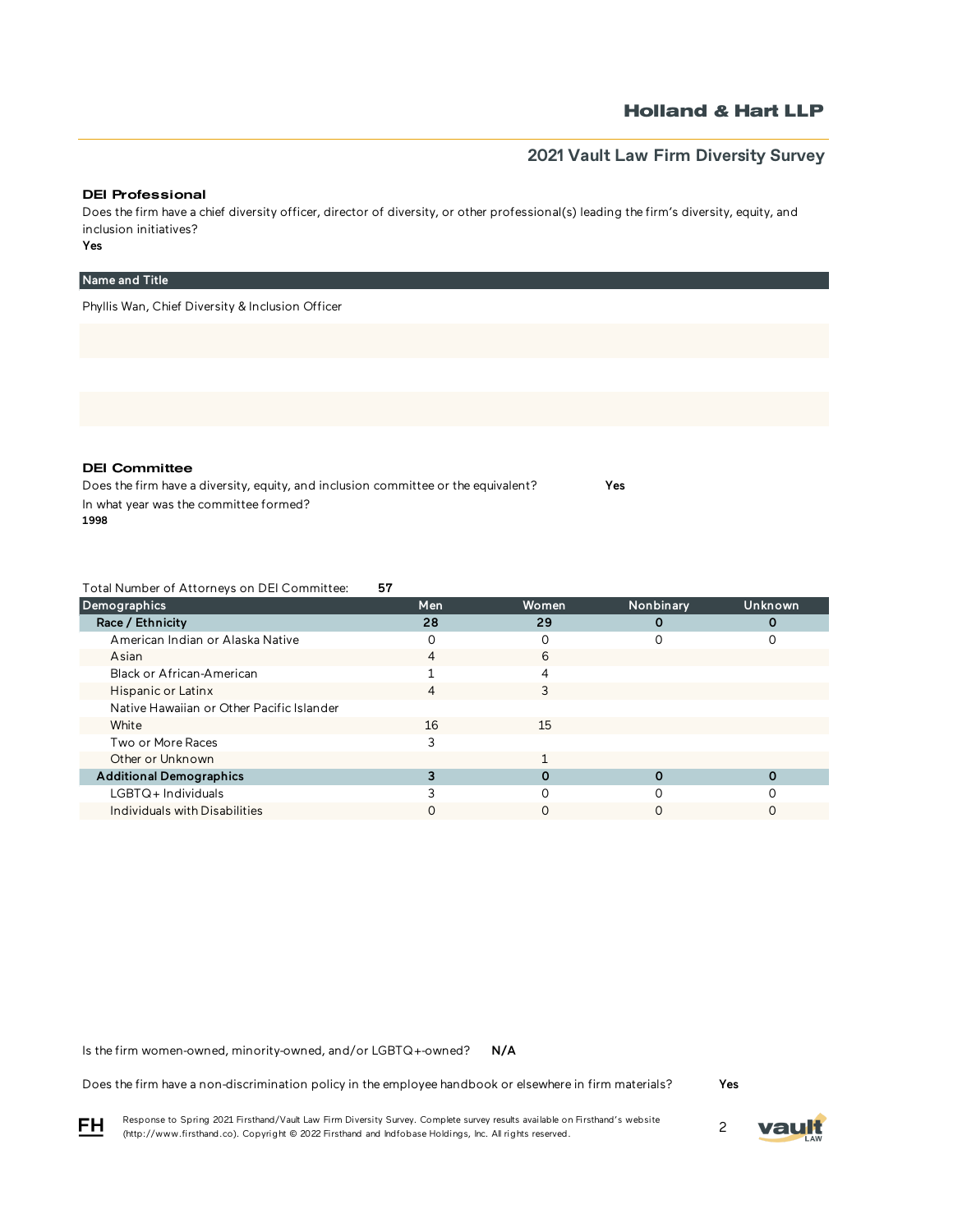## DEI Professional

Does the firm have a chief diversity officer, director of diversity, or other professional(s) leading the firm's diversity, equity, and inclusion initiatives?

**Yes**

| Name and Title |
|---|
| Phyllis Wan, Chief Diversity & Inclusion Officer |

## DEI Committee

Does the firm have a diversity, equity, and inclusion committee or the equivalent? **Yes**

In what year was the committee formed?

**1998**

Total Number of Attorneys on DEI Committee: **57**

| Demographics | Men | Women | Nonbinary | Unknown |
|---|---|---|---|---|
| **Race / Ethnicity** | **28** | **29** | **0** | **0** |
| American Indian or Alaska Native | 0 | 0 | 0 | 0 |
| Asian | 4 | 6 | | |
| Black or African-American | 1 | 4 | | |
| Hispanic or Latinx | 4 | 3 | | |
| Native Hawaiian or Other Pacific Islander | | | | |
| White | 16 | 15 | | |
| Two or More Races | 3 | | | |
| Other or Unknown | | 1 | | |
| **Additional Demographics** | **3** | **0** | **0** | **0** |
| LGBTQ+ Individuals | 3 | 0 | 0 | 0 |
| Individuals with Disabilities | 0 | 0 | 0 | 0 |

Is the firm women-owned, minority-owned, and/or LGBTQ+-owned? **N/A**

Does the firm have a non-discrimination policy in the employee handbook or elsewhere in firm materials? **Yes**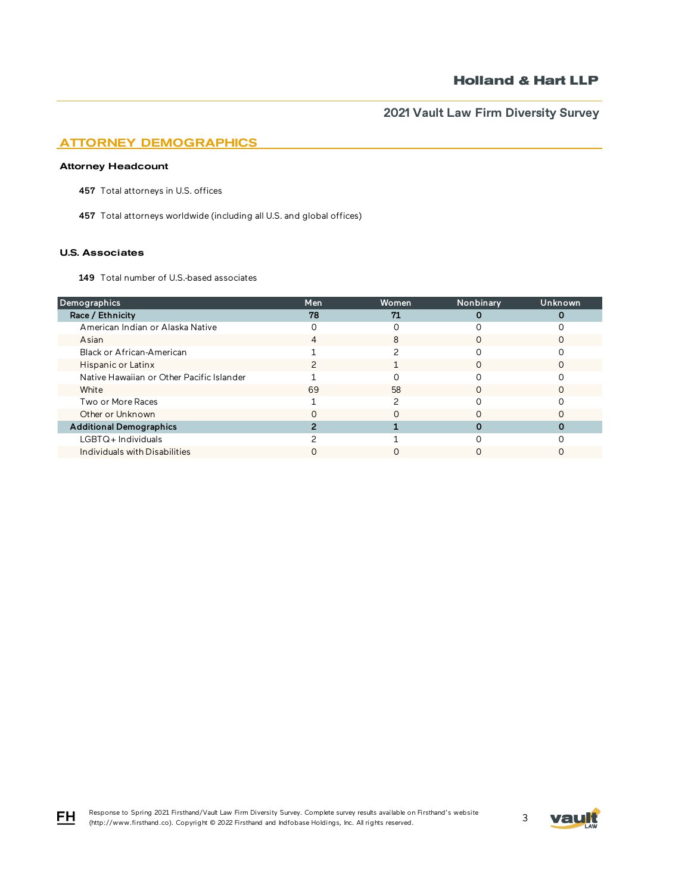## ATTORNEY DEMOGRAPHICS

### Attorney Headcount

**457** Total attorneys in U.S. offices

**457** Total attorneys worldwide (including all U.S. and global offices)

### U.S. Associates

**149** Total number of U.S.-based associates

| Demographics | Men | Women | Nonbinary | Unknown |
|---|---|---|---|---|
| **Race / Ethnicity** | **78** | **71** | **0** | **0** |
| American Indian or Alaska Native | 0 | 0 | 0 | 0 |
| Asian | 4 | 8 | 0 | 0 |
| Black or African-American | 1 | 2 | 0 | 0 |
| Hispanic or Latinx | 2 | 1 | 0 | 0 |
| Native Hawaiian or Other Pacific Islander | 1 | 0 | 0 | 0 |
| White | 69 | 58 | 0 | 0 |
| Two or More Races | 1 | 2 | 0 | 0 |
| Other or Unknown | 0 | 0 | 0 | 0 |
| **Additional Demographics** | **2** | **1** | **0** | **0** |
| LGBTQ+ Individuals | 2 | 1 | 0 | 0 |
| Individuals with Disabilities | 0 | 0 | 0 | 0 |

Response to Spring 2021 Firsthand/Vault Law Firm Diversity Survey. Complete survey results available on Firsthand's website (http://www.firsthand.co). Copyright © 2022 Firsthand and Indfobase Holdings, Inc. All rights reserved.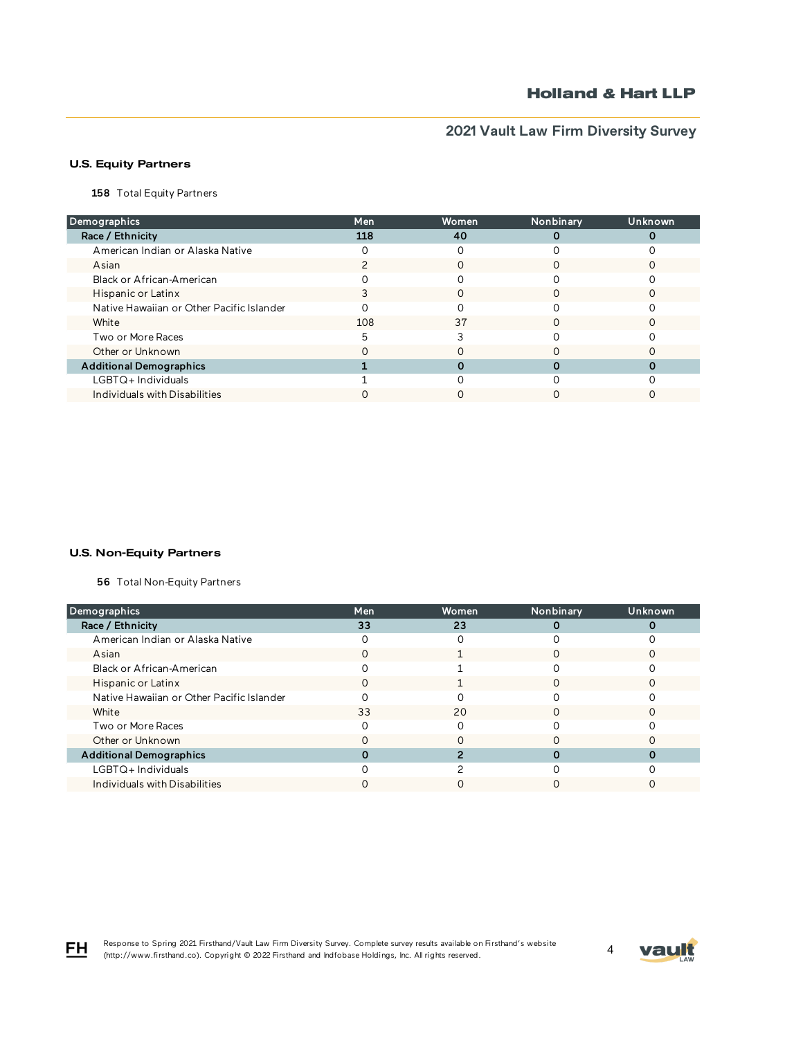## U.S. Equity Partners

**158** Total Equity Partners

| Demographics | Men | Women | Nonbinary | Unknown |
|---|---|---|---|---|
| **Race / Ethnicity** | **118** | **40** | **0** | **0** |
| American Indian or Alaska Native | 0 | 0 | 0 | 0 |
| Asian | 2 | 0 | 0 | 0 |
| Black or African-American | 0 | 0 | 0 | 0 |
| Hispanic or Latinx | 3 | 0 | 0 | 0 |
| Native Hawaiian or Other Pacific Islander | 0 | 0 | 0 | 0 |
| White | 108 | 37 | 0 | 0 |
| Two or More Races | 5 | 3 | 0 | 0 |
| Other or Unknown | 0 | 0 | 0 | 0 |
| **Additional Demographics** | **1** | **0** | **0** | **0** |
| LGBTQ+ Individuals | 1 | 0 | 0 | 0 |
| Individuals with Disabilities | 0 | 0 | 0 | 0 |

## U.S. Non-Equity Partners

**56** Total Non-Equity Partners

| Demographics | Men | Women | Nonbinary | Unknown |
|---|---|---|---|---|
| **Race / Ethnicity** | **33** | **23** | **0** | **0** |
| American Indian or Alaska Native | 0 | 0 | 0 | 0 |
| Asian | 0 | 1 | 0 | 0 |
| Black or African-American | 0 | 1 | 0 | 0 |
| Hispanic or Latinx | 0 | 1 | 0 | 0 |
| Native Hawaiian or Other Pacific Islander | 0 | 0 | 0 | 0 |
| White | 33 | 20 | 0 | 0 |
| Two or More Races | 0 | 0 | 0 | 0 |
| Other or Unknown | 0 | 0 | 0 | 0 |
| **Additional Demographics** | **0** | **2** | **0** | **0** |
| LGBTQ+ Individuals | 0 | 2 | 0 | 0 |
| Individuals with Disabilities | 0 | 0 | 0 | 0 |

Response to Spring 2021 Firsthand/Vault Law Firm Diversity Survey. Complete survey results available on Firsthand's website (http://www.firsthand.co). Copyright © 2022 Firsthand and Indfobase Holdings, Inc. All rights reserved.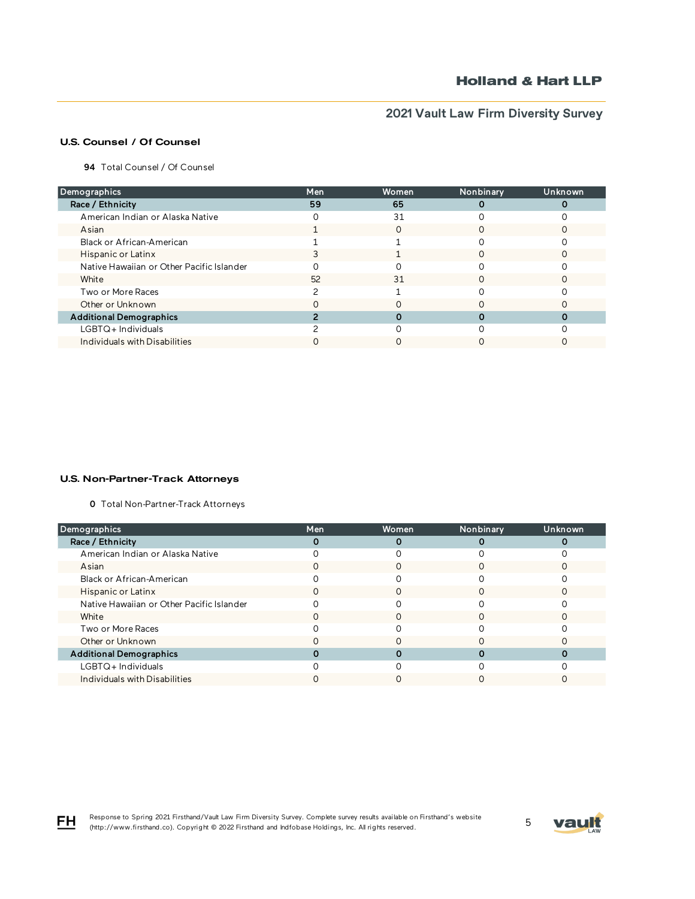## U.S. Counsel / Of Counsel

**94** Total Counsel / Of Counsel

| Demographics | Men | Women | Nonbinary | Unknown |
|---|---|---|---|---|
| **Race / Ethnicity** | **59** | **65** | **0** | **0** |
| American Indian or Alaska Native | 0 | 31 | 0 | 0 |
| Asian | 1 | 0 | 0 | 0 |
| Black or African-American | 1 | 1 | 0 | 0 |
| Hispanic or Latinx | 3 | 1 | 0 | 0 |
| Native Hawaiian or Other Pacific Islander | 0 | 0 | 0 | 0 |
| White | 52 | 31 | 0 | 0 |
| Two or More Races | 2 | 1 | 0 | 0 |
| Other or Unknown | 0 | 0 | 0 | 0 |
| **Additional Demographics** | **2** | **0** | **0** | **0** |
| LGBTQ+ Individuals | 2 | 0 | 0 | 0 |
| Individuals with Disabilities | 0 | 0 | 0 | 0 |

## U.S. Non-Partner-Track Attorneys

**0** Total Non-Partner-Track Attorneys

| Demographics | Men | Women | Nonbinary | Unknown |
|---|---|---|---|---|
| **Race / Ethnicity** | **0** | **0** | **0** | **0** |
| American Indian or Alaska Native | 0 | 0 | 0 | 0 |
| Asian | 0 | 0 | 0 | 0 |
| Black or African-American | 0 | 0 | 0 | 0 |
| Hispanic or Latinx | 0 | 0 | 0 | 0 |
| Native Hawaiian or Other Pacific Islander | 0 | 0 | 0 | 0 |
| White | 0 | 0 | 0 | 0 |
| Two or More Races | 0 | 0 | 0 | 0 |
| Other or Unknown | 0 | 0 | 0 | 0 |
| **Additional Demographics** | **0** | **0** | **0** | **0** |
| LGBTQ+ Individuals | 0 | 0 | 0 | 0 |
| Individuals with Disabilities | 0 | 0 | 0 | 0 |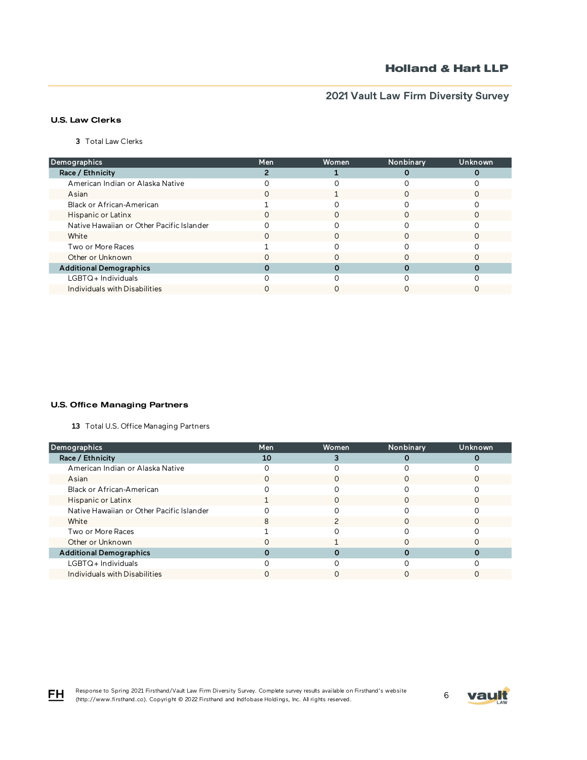## U.S. Law Clerks

**3** Total Law Clerks

| Demographics | Men | Women | Nonbinary | Unknown |
|---|---|---|---|---|
| **Race / Ethnicity** | **2** | **1** | **0** | **0** |
| American Indian or Alaska Native | 0 | 0 | 0 | 0 |
| Asian | 0 | 1 | 0 | 0 |
| Black or African-American | 1 | 0 | 0 | 0 |
| Hispanic or Latinx | 0 | 0 | 0 | 0 |
| Native Hawaiian or Other Pacific Islander | 0 | 0 | 0 | 0 |
| White | 0 | 0 | 0 | 0 |
| Two or More Races | 1 | 0 | 0 | 0 |
| Other or Unknown | 0 | 0 | 0 | 0 |
| **Additional Demographics** | **0** | **0** | **0** | **0** |
| LGBTQ+ Individuals | 0 | 0 | 0 | 0 |
| Individuals with Disabilities | 0 | 0 | 0 | 0 |

## U.S. Office Managing Partners

**13** Total U.S. Office Managing Partners

| Demographics | Men | Women | Nonbinary | Unknown |
|---|---|---|---|---|
| **Race / Ethnicity** | **10** | **3** | **0** | **0** |
| American Indian or Alaska Native | 0 | 0 | 0 | 0 |
| Asian | 0 | 0 | 0 | 0 |
| Black or African-American | 0 | 0 | 0 | 0 |
| Hispanic or Latinx | 1 | 0 | 0 | 0 |
| Native Hawaiian or Other Pacific Islander | 0 | 0 | 0 | 0 |
| White | 8 | 2 | 0 | 0 |
| Two or More Races | 1 | 0 | 0 | 0 |
| Other or Unknown | 0 | 1 | 0 | 0 |
| **Additional Demographics** | **0** | **0** | **0** | **0** |
| LGBTQ+ Individuals | 0 | 0 | 0 | 0 |
| Individuals with Disabilities | 0 | 0 | 0 | 0 |

Response to Spring 2021 Firsthand/Vault Law Firm Diversity Survey. Complete survey results available on Firsthand's website (http://www.firsthand.co). Copyright © 2022 Firsthand and Indfobase Holdings, Inc. All rights reserved.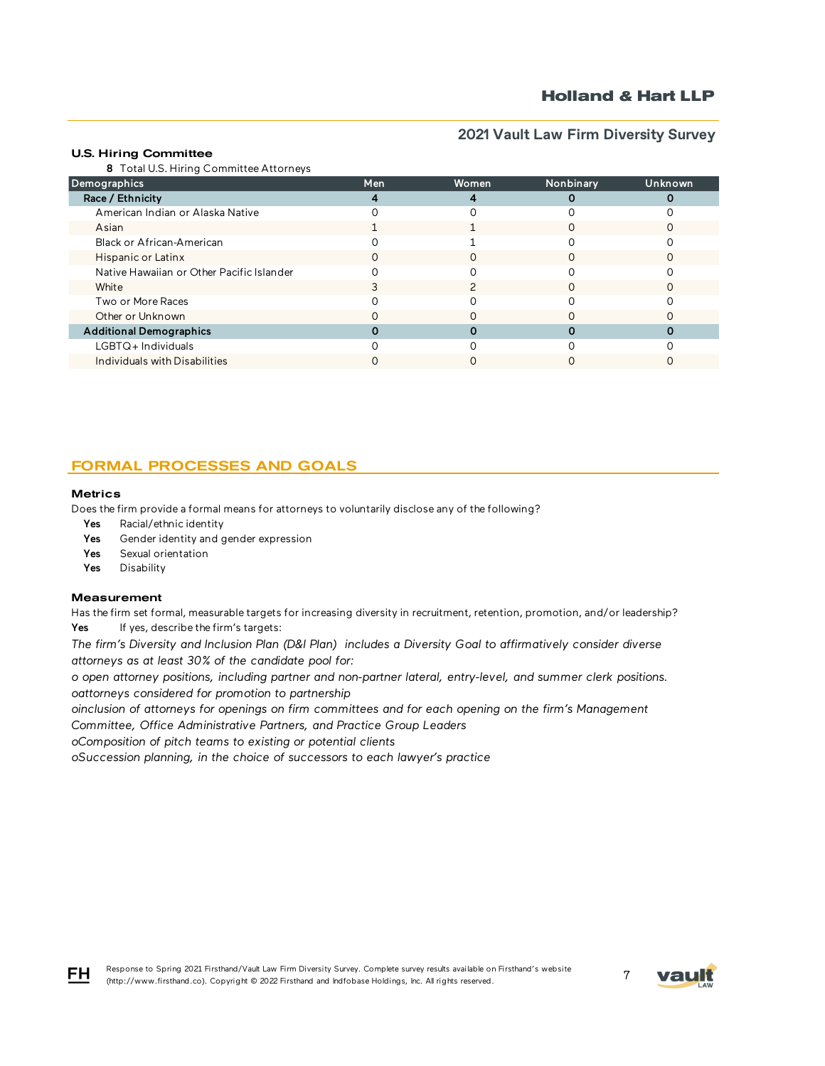### U.S. Hiring Committee

**8** Total U.S. Hiring Committee Attorneys

| Demographics | Men | Women | Nonbinary | Unknown |
|---|---|---|---|---|
| **Race / Ethnicity** | **4** | **4** | **0** | **0** |
| American Indian or Alaska Native | 0 | 0 | 0 | 0 |
| Asian | 1 | 1 | 0 | 0 |
| Black or African-American | 0 | 1 | 0 | 0 |
| Hispanic or Latinx | 0 | 0 | 0 | 0 |
| Native Hawaiian or Other Pacific Islander | 0 | 0 | 0 | 0 |
| White | 3 | 2 | 0 | 0 |
| Two or More Races | 0 | 0 | 0 | 0 |
| Other or Unknown | 0 | 0 | 0 | 0 |
| **Additional Demographics** | **0** | **0** | **0** | **0** |
| LGBTQ+ Individuals | 0 | 0 | 0 | 0 |
| Individuals with Disabilities | 0 | 0 | 0 | 0 |

## FORMAL PROCESSES AND GOALS

### Metrics

Does the firm provide a formal means for attorneys to voluntarily disclose any of the following?

- **Yes** Racial/ethnic identity
- **Yes** Gender identity and gender expression
- **Yes** Sexual orientation
- **Yes** Disability

### Measurement

Has the firm set formal, measurable targets for increasing diversity in recruitment, retention, promotion, and/or leadership?

**Yes** If yes, describe the firm's targets:

*The firm's Diversity and Inclusion Plan (D&I Plan) includes a Diversity Goal to affirmatively consider diverse attorneys as at least 30% of the candidate pool for:*

*o open attorney positions, including partner and non-partner lateral, entry-level, and summer clerk positions.*
*oattorneys considered for promotion to partnership*
*oinclusion of attorneys for openings on firm committees and for each opening on the firm's Management Committee, Office Administrative Partners, and Practice Group Leaders*
*oComposition of pitch teams to existing or potential clients*
*oSuccession planning, in the choice of successors to each lawyer's practice*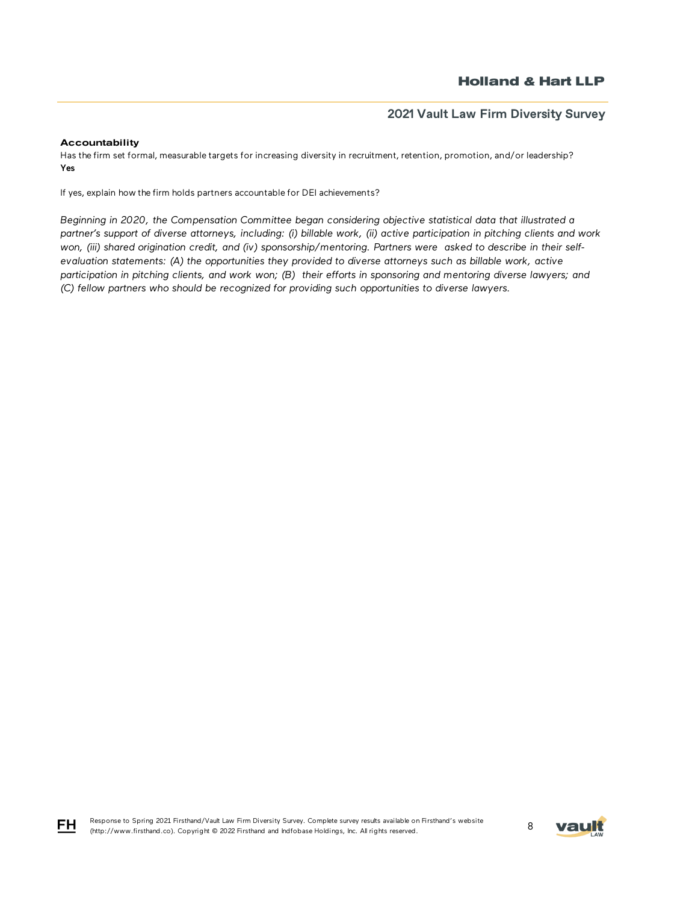**Accountability**

Has the firm set formal, measurable targets for increasing diversity in recruitment, retention, promotion, and/or leadership?
**Yes**

If yes, explain how the firm holds partners accountable for DEI achievements?

*Beginning in 2020, the Compensation Committee began considering objective statistical data that illustrated a partner's support of diverse attorneys, including: (i) billable work, (ii) active participation in pitching clients and work won, (iii) shared origination credit, and (iv) sponsorship/mentoring. Partners were asked to describe in their self-evaluation statements: (A) the opportunities they provided to diverse attorneys such as billable work, active participation in pitching clients, and work won; (B) their efforts in sponsoring and mentoring diverse lawyers; and (C) fellow partners who should be recognized for providing such opportunities to diverse lawyers.*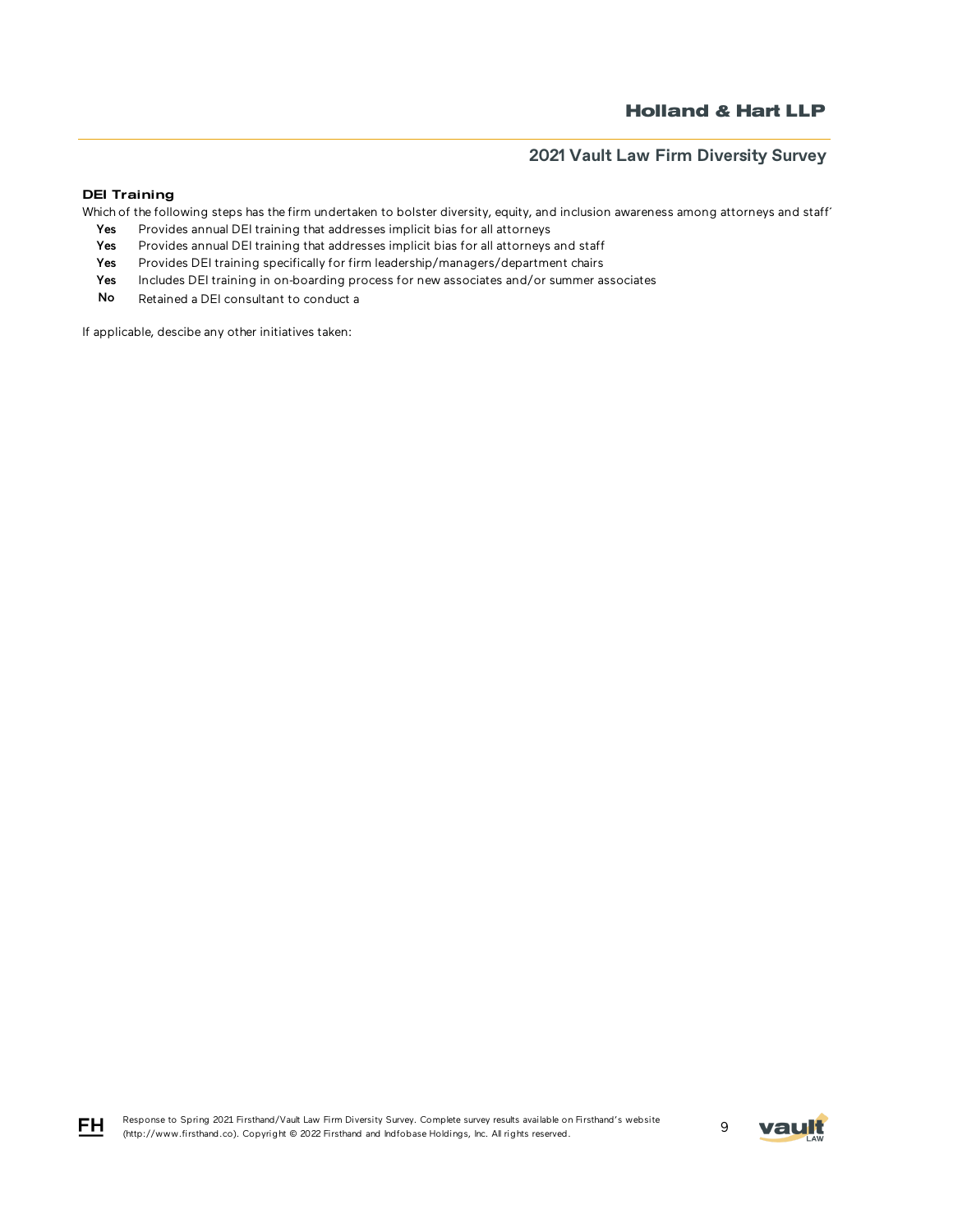### DEI Training

Which of the following steps has the firm undertaken to bolster diversity, equity, and inclusion awareness among attorneys and staff'

| | |
|---|---|
| **Yes** | Provides annual DEI training that addresses implicit bias for all attorneys |
| **Yes** | Provides annual DEI training that addresses implicit bias for all attorneys and staff |
| **Yes** | Provides DEI training specifically for firm leadership/managers/department chairs |
| **Yes** | Includes DEI training in on-boarding process for new associates and/or summer associates |
| **No** | Retained a DEI consultant to conduct a |

If applicable, descibe any other initiatives taken: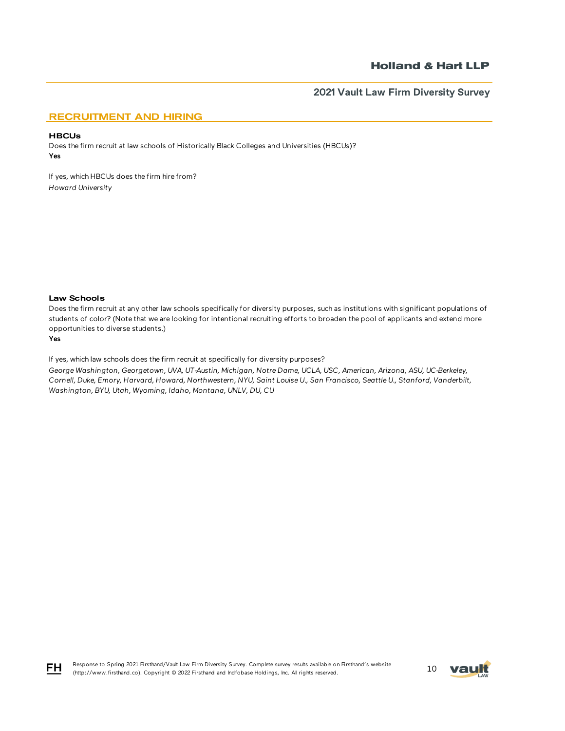## RECRUITMENT AND HIRING

### HBCUs

Does the firm recruit at law schools of Historically Black Colleges and Universities (HBCUs)?
**Yes**

If yes, which HBCUs does the firm hire from?
*Howard University*

### Law Schools

Does the firm recruit at any other law schools specifically for diversity purposes, such as institutions with significant populations of students of color? (Note that we are looking for intentional recruiting efforts to broaden the pool of applicants and extend more opportunities to diverse students.)
**Yes**

If yes, which law schools does the firm recruit at specifically for diversity purposes?
*George Washington, Georgetown, UVA, UT-Austin, Michigan, Notre Dame, UCLA, USC, American, Arizona, ASU, UC-Berkeley, Cornell, Duke, Emory, Harvard, Howard, Northwestern, NYU, Saint Louise U., San Francisco, Seattle U., Stanford, Vanderbilt, Washington, BYU, Utah, Wyoming, Idaho, Montana, UNLV, DU, CU*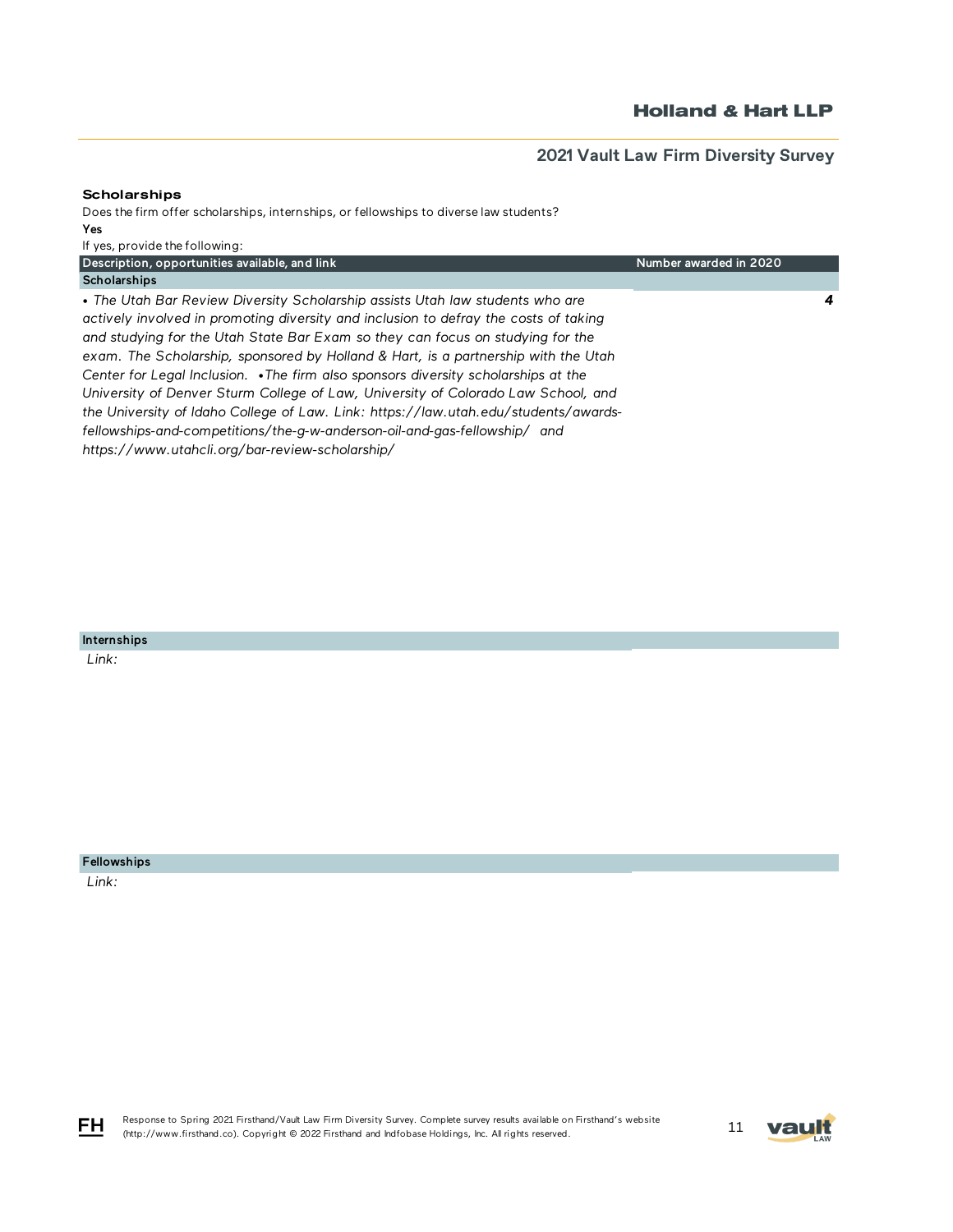## Scholarships

Does the firm offer scholarships, internships, or fellowships to diverse law students?

**Yes**

If yes, provide the following:

| Description, opportunities available, and link | Number awarded in 2020 |
|---|---|
| **Scholarships** | |
| *• The Utah Bar Review Diversity Scholarship assists Utah law students who are actively involved in promoting diversity and inclusion to defray the costs of taking and studying for the Utah State Bar Exam so they can focus on studying for the exam. The Scholarship, sponsored by Holland & Hart, is a partnership with the Utah Center for Legal Inclusion. •The firm also sponsors diversity scholarships at the University of Denver Sturm College of Law, University of Colorado Law School, and the University of Idaho College of Law. Link: https://law.utah.edu/students/awards-fellowships-and-competitions/the-g-w-anderson-oil-and-gas-fellowship/ and https://www.utahcli.org/bar-review-scholarship/* | ***4*** |
| **Internships** | |
| *Link:* | |
| **Fellowships** | |
| *Link:* | |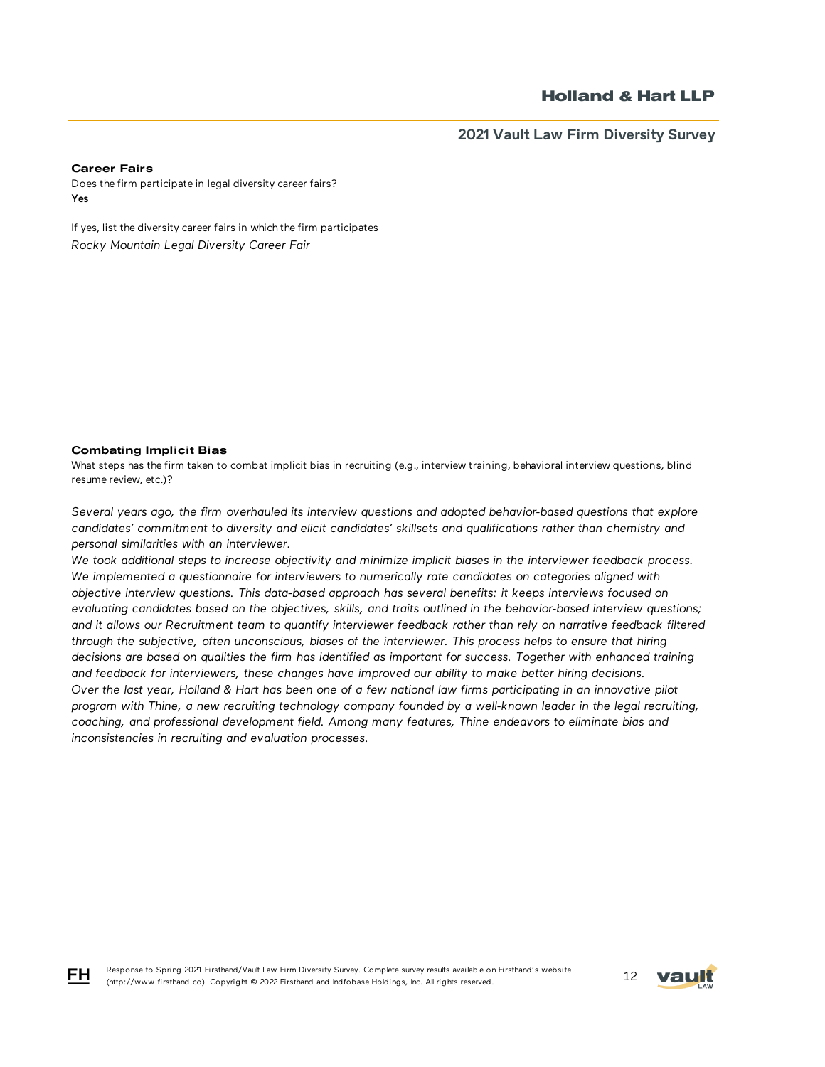### Career Fairs

Does the firm participate in legal diversity career fairs?

**Yes**

If yes, list the diversity career fairs in which the firm participates

*Rocky Mountain Legal Diversity Career Fair*

### Combating Implicit Bias

What steps has the firm taken to combat implicit bias in recruiting (e.g., interview training, behavioral interview questions, blind resume review, etc.)?

*Several years ago, the firm overhauled its interview questions and adopted behavior-based questions that explore candidates' commitment to diversity and elicit candidates' skillsets and qualifications rather than chemistry and personal similarities with an interviewer.*

*We took additional steps to increase objectivity and minimize implicit biases in the interviewer feedback process. We implemented a questionnaire for interviewers to numerically rate candidates on categories aligned with objective interview questions. This data-based approach has several benefits: it keeps interviews focused on evaluating candidates based on the objectives, skills, and traits outlined in the behavior-based interview questions; and it allows our Recruitment team to quantify interviewer feedback rather than rely on narrative feedback filtered through the subjective, often unconscious, biases of the interviewer. This process helps to ensure that hiring decisions are based on qualities the firm has identified as important for success. Together with enhanced training and feedback for interviewers, these changes have improved our ability to make better hiring decisions.*

*Over the last year, Holland & Hart has been one of a few national law firms participating in an innovative pilot program with Thine, a new recruiting technology company founded by a well-known leader in the legal recruiting, coaching, and professional development field. Among many features, Thine endeavors to eliminate bias and inconsistencies in recruiting and evaluation processes.*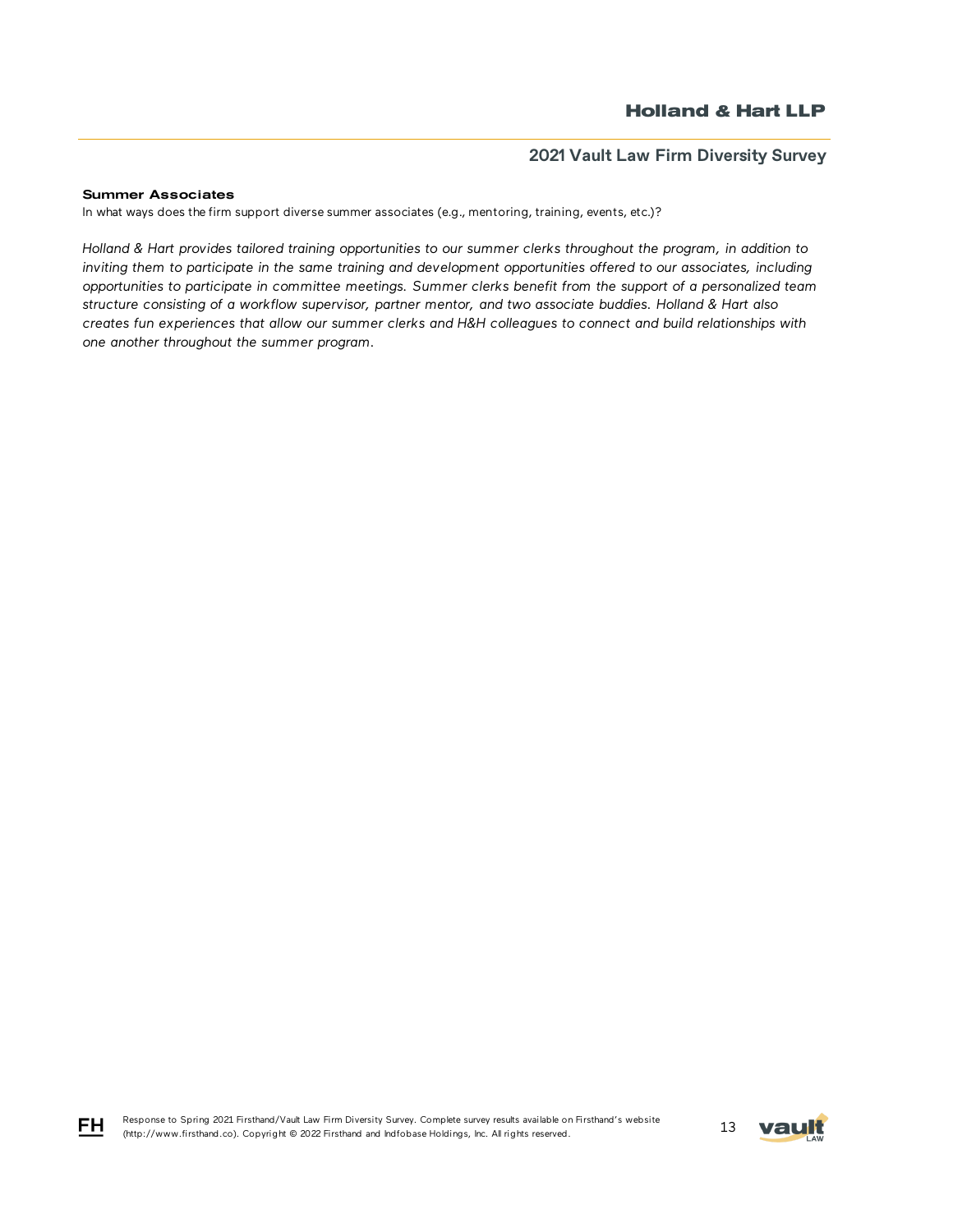## Summer Associates

In what ways does the firm support diverse summer associates (e.g., mentoring, training, events, etc.)?

*Holland & Hart provides tailored training opportunities to our summer clerks throughout the program, in addition to inviting them to participate in the same training and development opportunities offered to our associates, including opportunities to participate in committee meetings. Summer clerks benefit from the support of a personalized team structure consisting of a workflow supervisor, partner mentor, and two associate buddies. Holland & Hart also creates fun experiences that allow our summer clerks and H&H colleagues to connect and build relationships with one another throughout the summer program.*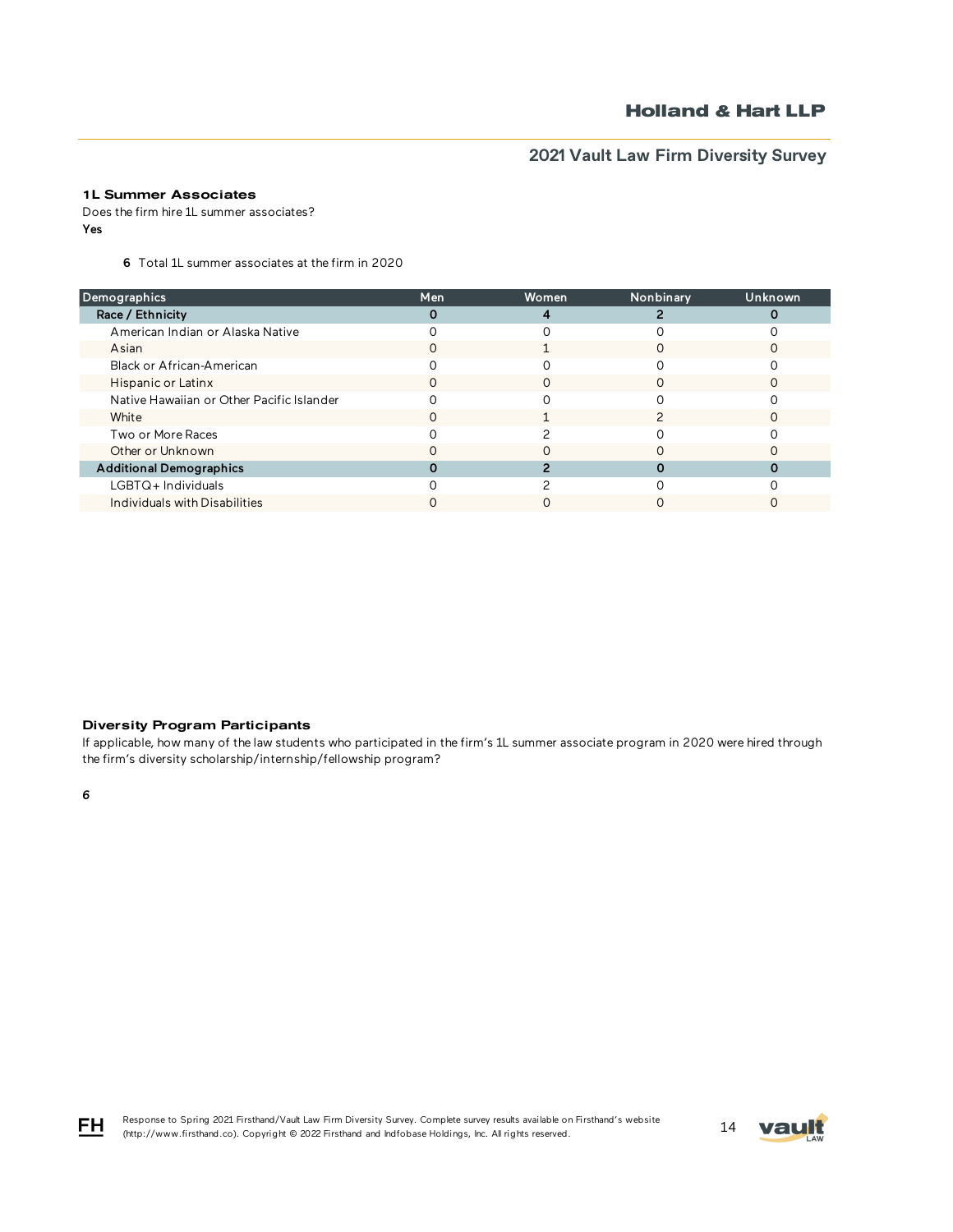### 1L Summer Associates

Does the firm hire 1L summer associates?

**Yes**

**6** Total 1L summer associates at the firm in 2020

| Demographics | Men | Women | Nonbinary | Unknown |
|---|---|---|---|---|
| **Race / Ethnicity** | **0** | **4** | **2** | **0** |
| American Indian or Alaska Native | 0 | 0 | 0 | 0 |
| Asian | 0 | 1 | 0 | 0 |
| Black or African-American | 0 | 0 | 0 | 0 |
| Hispanic or Latinx | 0 | 0 | 0 | 0 |
| Native Hawaiian or Other Pacific Islander | 0 | 0 | 0 | 0 |
| White | 0 | 1 | 2 | 0 |
| Two or More Races | 0 | 2 | 0 | 0 |
| Other or Unknown | 0 | 0 | 0 | 0 |
| **Additional Demographics** | **0** | **2** | **0** | **0** |
| LGBTQ+ Individuals | 0 | 2 | 0 | 0 |
| Individuals with Disabilities | 0 | 0 | 0 | 0 |

### Diversity Program Participants

If applicable, how many of the law students who participated in the firm's 1L summer associate program in 2020 were hired through the firm's diversity scholarship/internship/fellowship program?

*6*

Response to Spring 2021 Firsthand/Vault Law Firm Diversity Survey. Complete survey results available on Firsthand's website (http://www.firsthand.co). Copyright © 2022 Firsthand and Infobase Holdings, Inc. All rights reserved.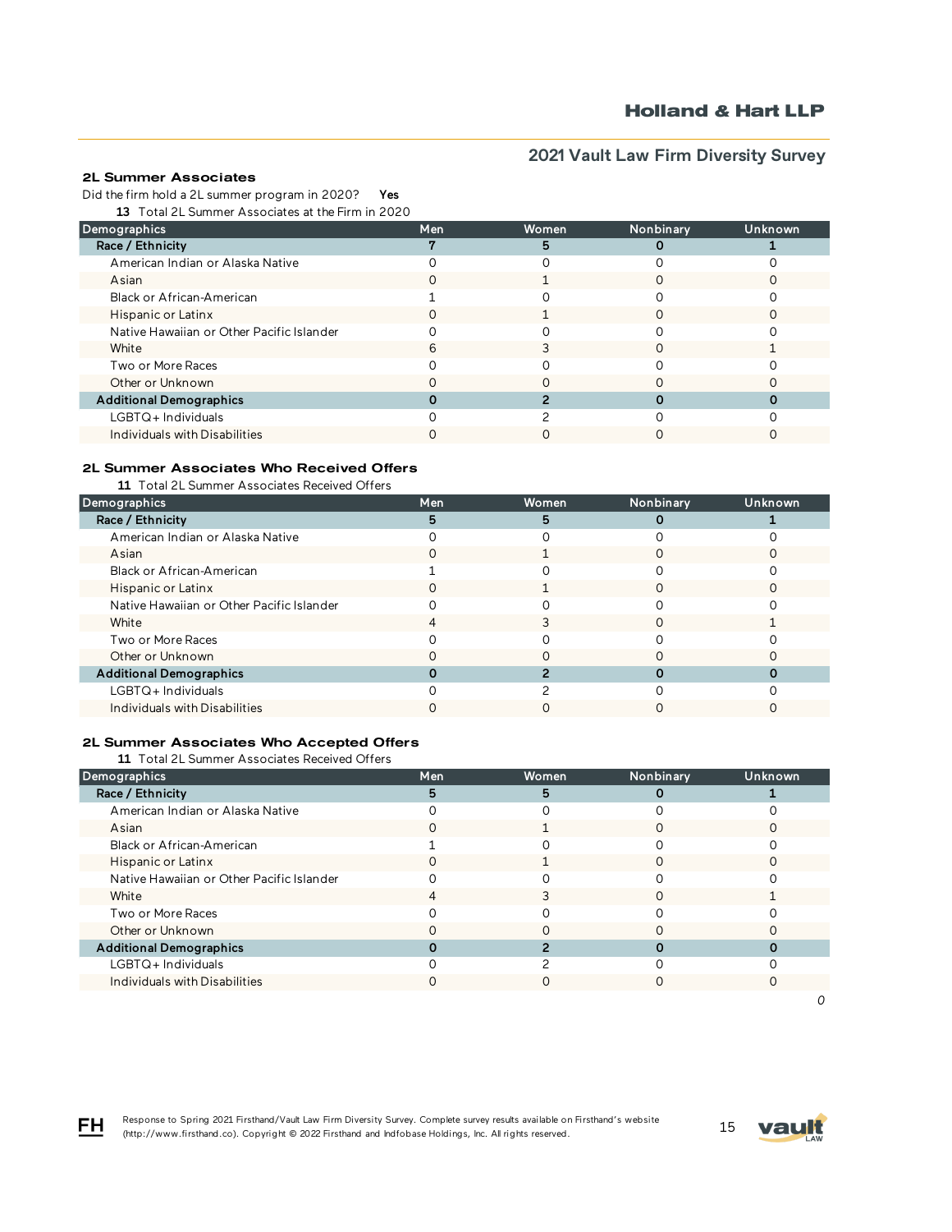## 2L Summer Associates

Did the firm hold a 2L summer program in 2020? **Yes**

**13** Total 2L Summer Associates at the Firm in 2020

| Demographics | Men | Women | Nonbinary | Unknown |
|---|---|---|---|---|
| **Race / Ethnicity** | **7** | **5** | **0** | **1** |
| American Indian or Alaska Native | 0 | 0 | 0 | 0 |
| Asian | 0 | 1 | 0 | 0 |
| Black or African-American | 1 | 0 | 0 | 0 |
| Hispanic or Latinx | 0 | 1 | 0 | 0 |
| Native Hawaiian or Other Pacific Islander | 0 | 0 | 0 | 0 |
| White | 6 | 3 | 0 | 1 |
| Two or More Races | 0 | 0 | 0 | 0 |
| Other or Unknown | 0 | 0 | 0 | 0 |
| **Additional Demographics** | **0** | **2** | **0** | **0** |
| LGBTQ+ Individuals | 0 | 2 | 0 | 0 |
| Individuals with Disabilities | 0 | 0 | 0 | 0 |

## 2L Summer Associates Who Received Offers

**11** Total 2L Summer Associates Received Offers

| Demographics | Men | Women | Nonbinary | Unknown |
|---|---|---|---|---|
| **Race / Ethnicity** | **5** | **5** | **0** | **1** |
| American Indian or Alaska Native | 0 | 0 | 0 | 0 |
| Asian | 0 | 1 | 0 | 0 |
| Black or African-American | 1 | 0 | 0 | 0 |
| Hispanic or Latinx | 0 | 1 | 0 | 0 |
| Native Hawaiian or Other Pacific Islander | 0 | 0 | 0 | 0 |
| White | 4 | 3 | 0 | 1 |
| Two or More Races | 0 | 0 | 0 | 0 |
| Other or Unknown | 0 | 0 | 0 | 0 |
| **Additional Demographics** | **0** | **2** | **0** | **0** |
| LGBTQ+ Individuals | 0 | 2 | 0 | 0 |
| Individuals with Disabilities | 0 | 0 | 0 | 0 |

## 2L Summer Associates Who Accepted Offers

**11** Total 2L Summer Associates Received Offers

| Demographics | Men | Women | Nonbinary | Unknown |
|---|---|---|---|---|
| **Race / Ethnicity** | **5** | **5** | **0** | **1** |
| American Indian or Alaska Native | 0 | 0 | 0 | 0 |
| Asian | 0 | 1 | 0 | 0 |
| Black or African-American | 1 | 0 | 0 | 0 |
| Hispanic or Latinx | 0 | 1 | 0 | 0 |
| Native Hawaiian or Other Pacific Islander | 0 | 0 | 0 | 0 |
| White | 4 | 3 | 0 | 1 |
| Two or More Races | 0 | 0 | 0 | 0 |
| Other or Unknown | 0 | 0 | 0 | 0 |
| **Additional Demographics** | **0** | **2** | **0** | **0** |
| LGBTQ+ Individuals | 0 | 2 | 0 | 0 |
| Individuals with Disabilities | 0 | 0 | 0 | 0 |

*0*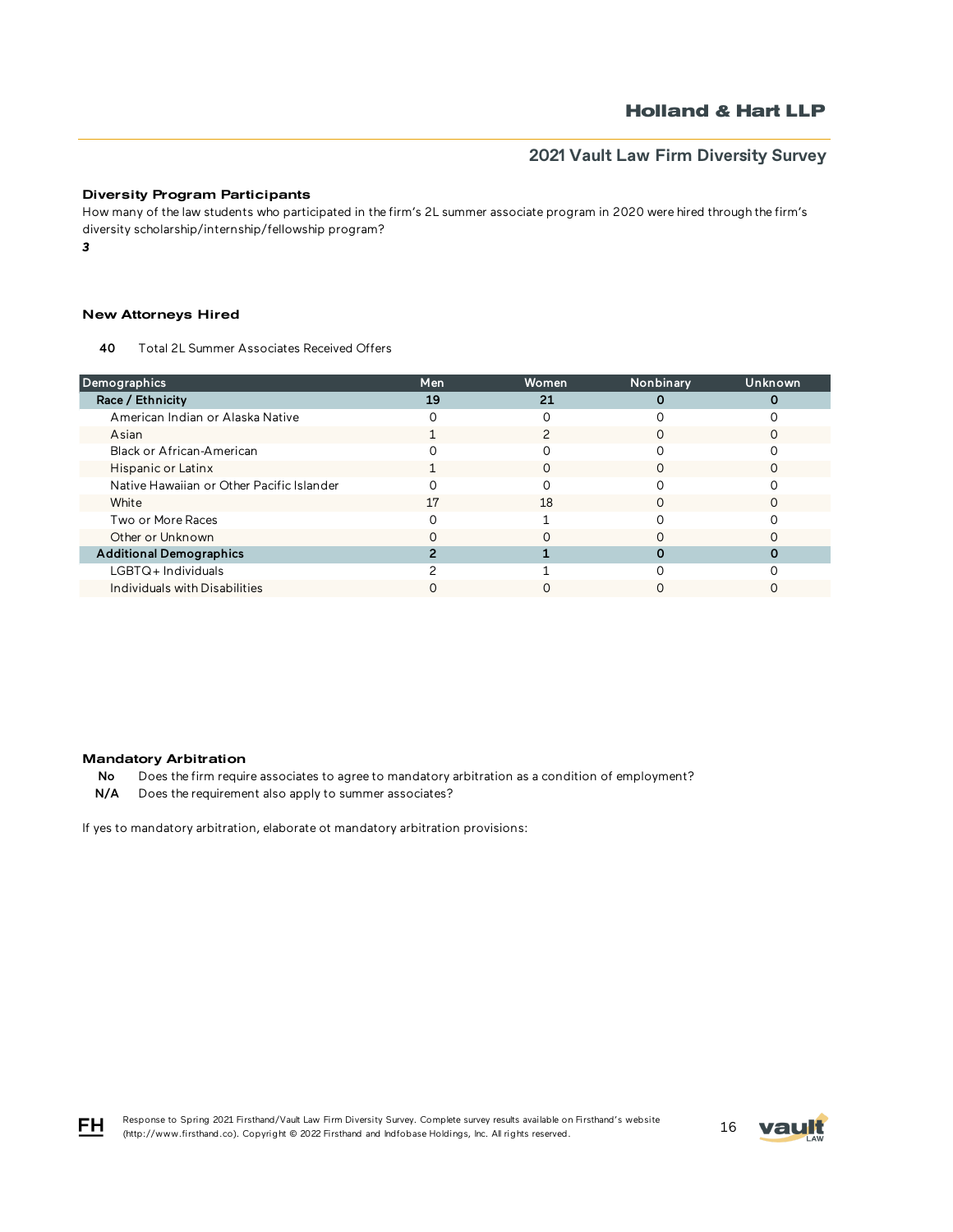### Diversity Program Participants

How many of the law students who participated in the firm's 2L summer associate program in 2020 were hired through the firm's diversity scholarship/internship/fellowship program?

***3***

### New Attorneys Hired

**40** Total 2L Summer Associates Received Offers

| Demographics | Men | Women | Nonbinary | Unknown |
|---|---|---|---|---|
| **Race / Ethnicity** | **19** | **21** | **0** | **0** |
| American Indian or Alaska Native | 0 | 0 | 0 | 0 |
| Asian | 1 | 2 | 0 | 0 |
| Black or African-American | 0 | 0 | 0 | 0 |
| Hispanic or Latinx | 1 | 0 | 0 | 0 |
| Native Hawaiian or Other Pacific Islander | 0 | 0 | 0 | 0 |
| White | 17 | 18 | 0 | 0 |
| Two or More Races | 0 | 1 | 0 | 0 |
| Other or Unknown | 0 | 0 | 0 | 0 |
| **Additional Demographics** | **2** | **1** | **0** | **0** |
| LGBTQ+ Individuals | 2 | 1 | 0 | 0 |
| Individuals with Disabilities | 0 | 0 | 0 | 0 |

### Mandatory Arbitration

**No** Does the firm require associates to agree to mandatory arbitration as a condition of employment?

**N/A** Does the requirement also apply to summer associates?

If yes to mandatory arbitration, elaborate ot mandatory arbitration provisions:

Response to Spring 2021 Firsthand/Vault Law Firm Diversity Survey. Complete survey results available on Firsthand's website (http://www.firsthand.co). Copyright © 2022 Firsthand and Indfobase Holdings, Inc. All rights reserved.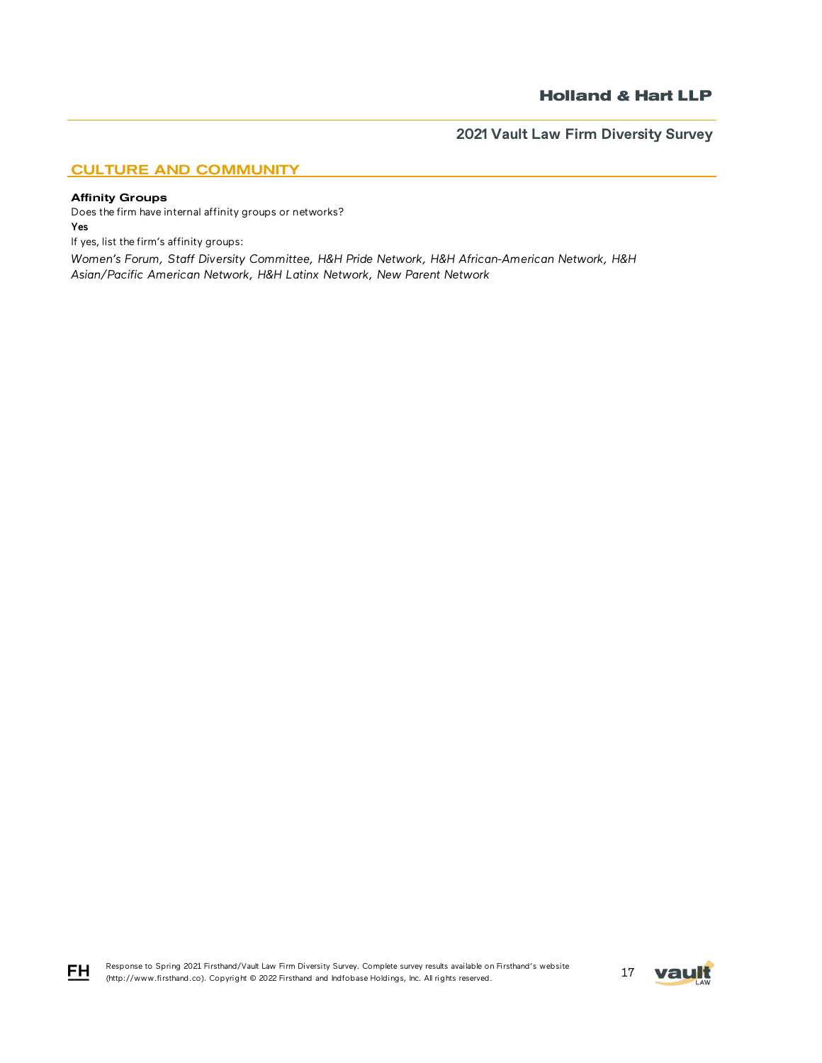## CULTURE AND COMMUNITY

### Affinity Groups

Does the firm have internal affinity groups or networks?

**Yes**

If yes, list the firm's affinity groups:

*Women's Forum, Staff Diversity Committee, H&H Pride Network, H&H African-American Network, H&H Asian/Pacific American Network, H&H Latinx Network, New Parent Network*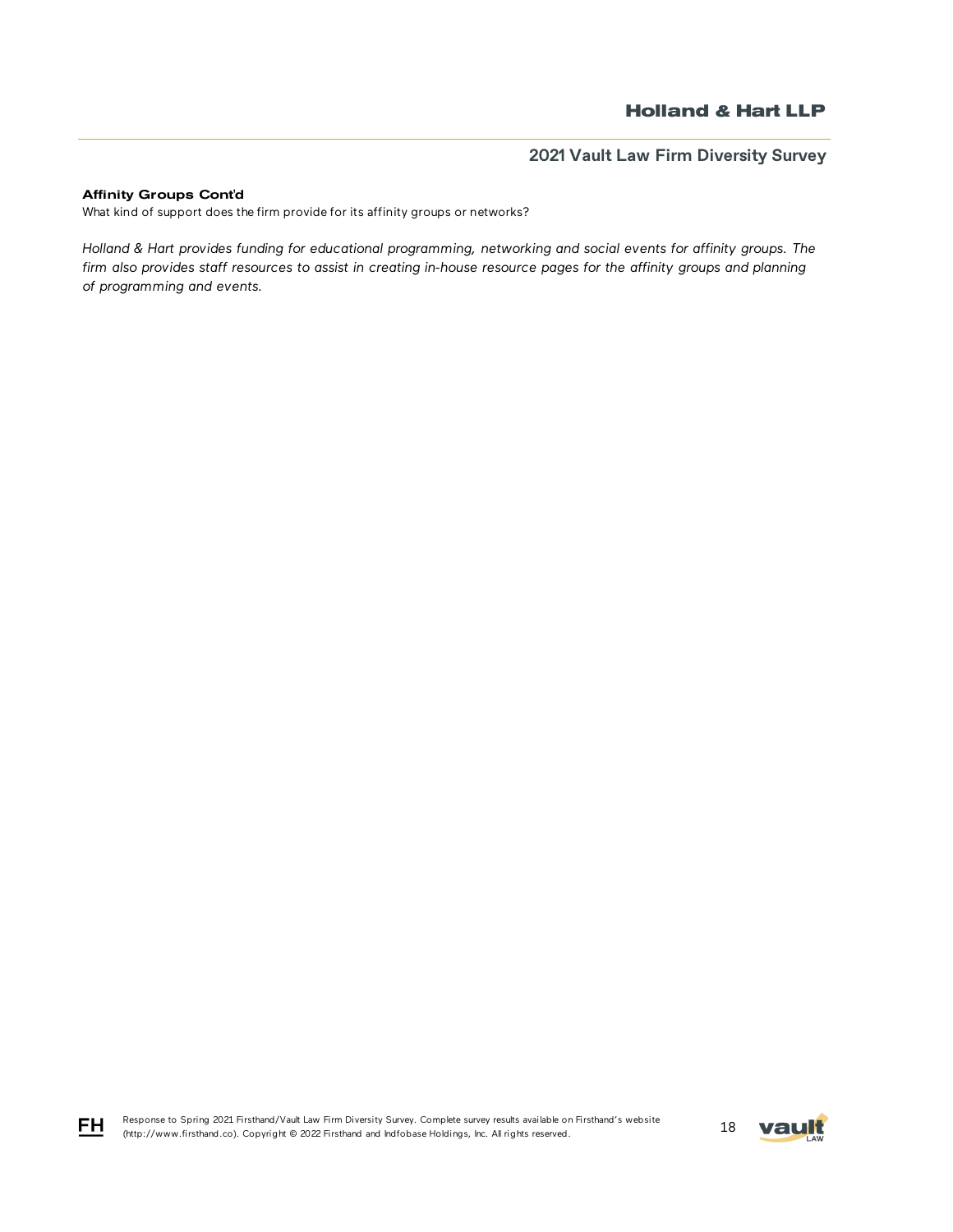**Affinity Groups Cont'd**

What kind of support does the firm provide for its affinity groups or networks?

*Holland & Hart provides funding for educational programming, networking and social events for affinity groups. The firm also provides staff resources to assist in creating in-house resource pages for the affinity groups and planning of programming and events.*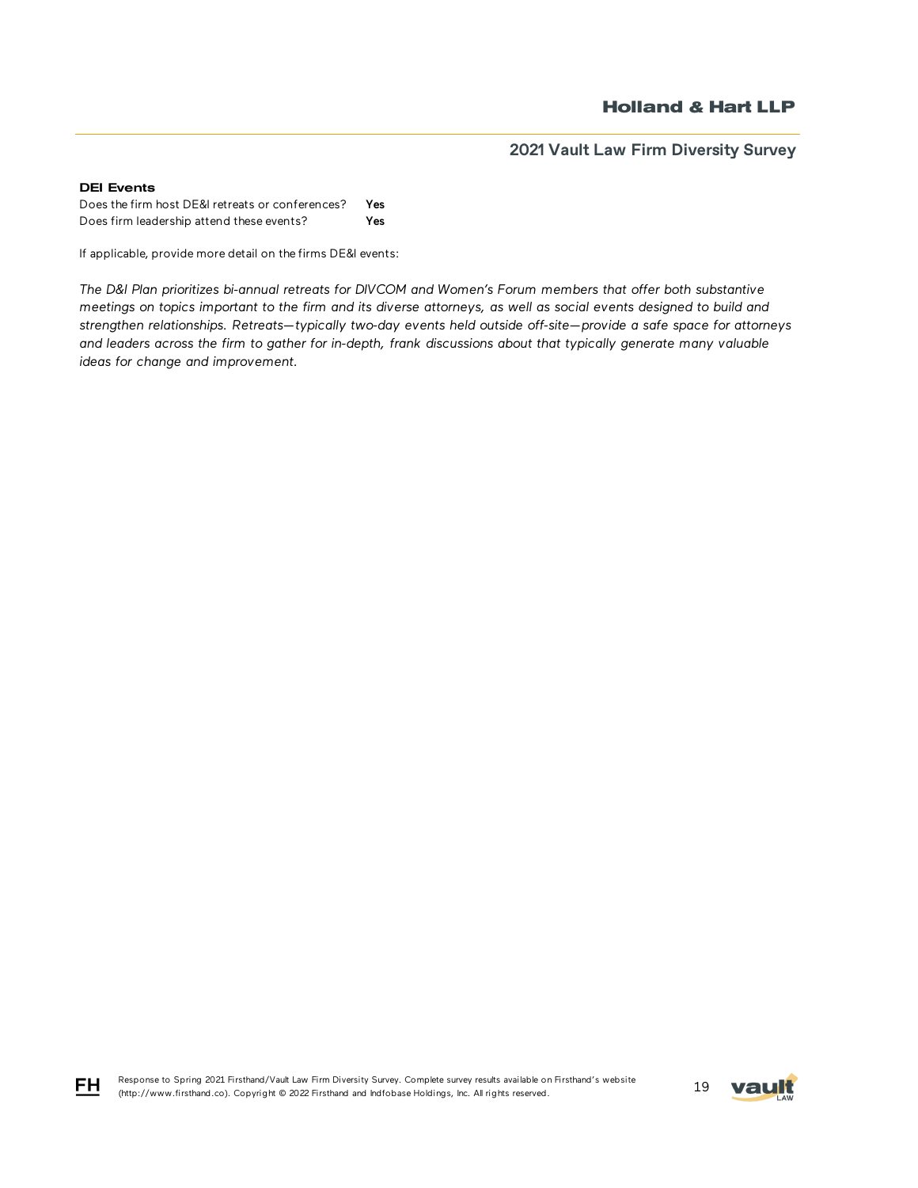### DEI Events

| | |
|---|---|
| Does the firm host DE&I retreats or conferences? | **Yes** |
| Does firm leadership attend these events? | **Yes** |

If applicable, provide more detail on the firms DE&I events:

*The D&I Plan prioritizes bi-annual retreats for DIVCOM and Women's Forum members that offer both substantive meetings on topics important to the firm and its diverse attorneys, as well as social events designed to build and strengthen relationships. Retreats—typically two-day events held outside off-site—provide a safe space for attorneys and leaders across the firm to gather for in-depth, frank discussions about that typically generate many valuable ideas for change and improvement.*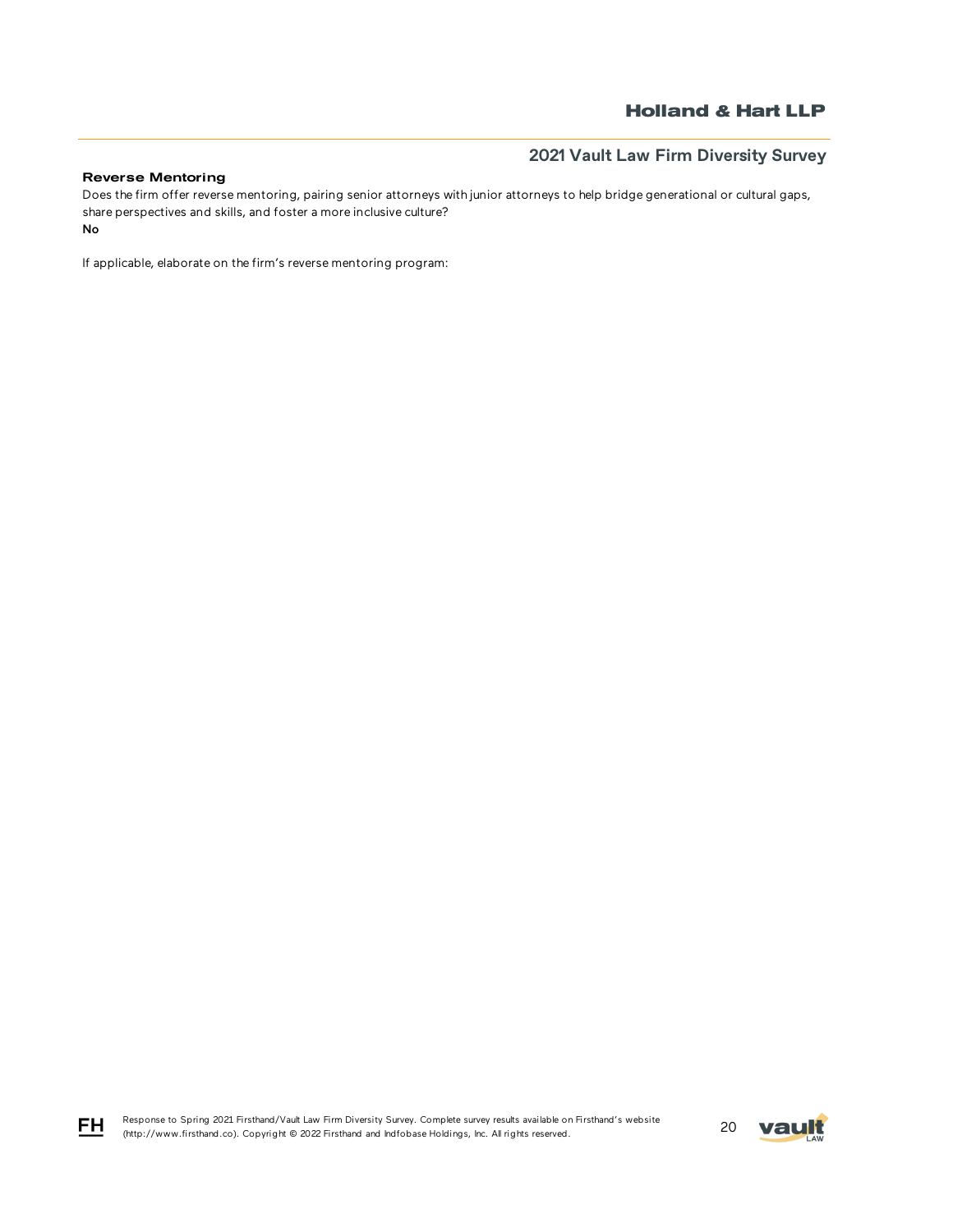### Reverse Mentoring

Does the firm offer reverse mentoring, pairing senior attorneys with junior attorneys to help bridge generational or cultural gaps, share perspectives and skills, and foster a more inclusive culture?

**No**

If applicable, elaborate on the firm's reverse mentoring program: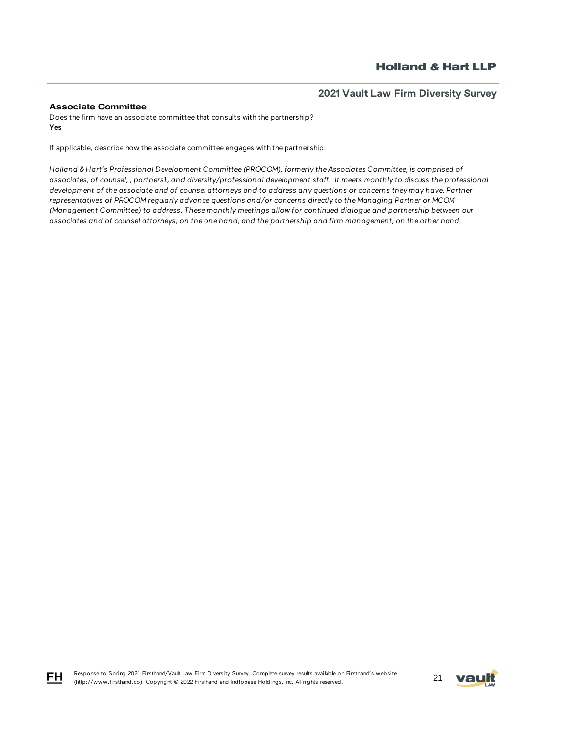### Associate Committee

Does the firm have an associate committee that consults with the partnership?

**Yes**

If applicable, describe how the associate committee engages with the partnership:

*Holland & Hart's Professional Development Committee (PROCOM), formerly the Associates Committee, is comprised of associates, of counsel, , partners1, and diversity/professional development staff. It meets monthly to discuss the professional development of the associate and of counsel attorneys and to address any questions or concerns they may have. Partner representatives of PROCOM regularly advance questions and/or concerns directly to the Managing Partner or MCOM (Management Committee) to address. These monthly meetings allow for continued dialogue and partnership between our associates and of counsel attorneys, on the one hand, and the partnership and firm management, on the other hand.*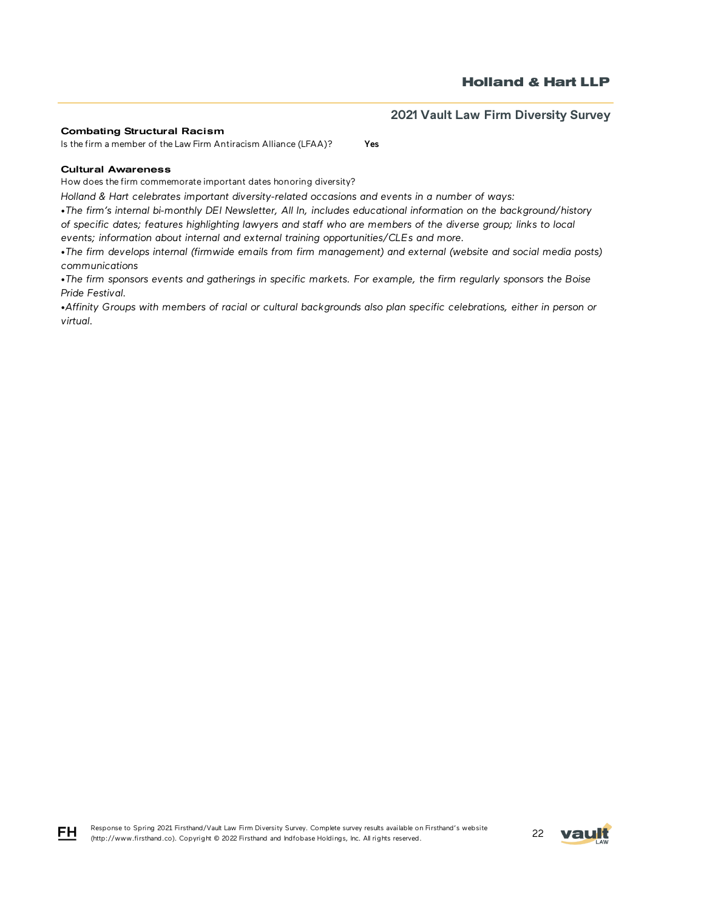### Combating Structural Racism

Is the firm a member of the Law Firm Antiracism Alliance (LFAA)? **Yes**

### Cultural Awareness

How does the firm commemorate important dates honoring diversity?

*Holland & Hart celebrates important diversity-related occasions and events in a number of ways:*

*•The firm's internal bi-monthly DEI Newsletter, All In, includes educational information on the background/history of specific dates; features highlighting lawyers and staff who are members of the diverse group; links to local events; information about internal and external training opportunities/CLEs and more.*

*•The firm develops internal (firmwide emails from firm management) and external (website and social media posts) communications*

*•The firm sponsors events and gatherings in specific markets. For example, the firm regularly sponsors the Boise Pride Festival.*

*•Affinity Groups with members of racial or cultural backgrounds also plan specific celebrations, either in person or virtual.*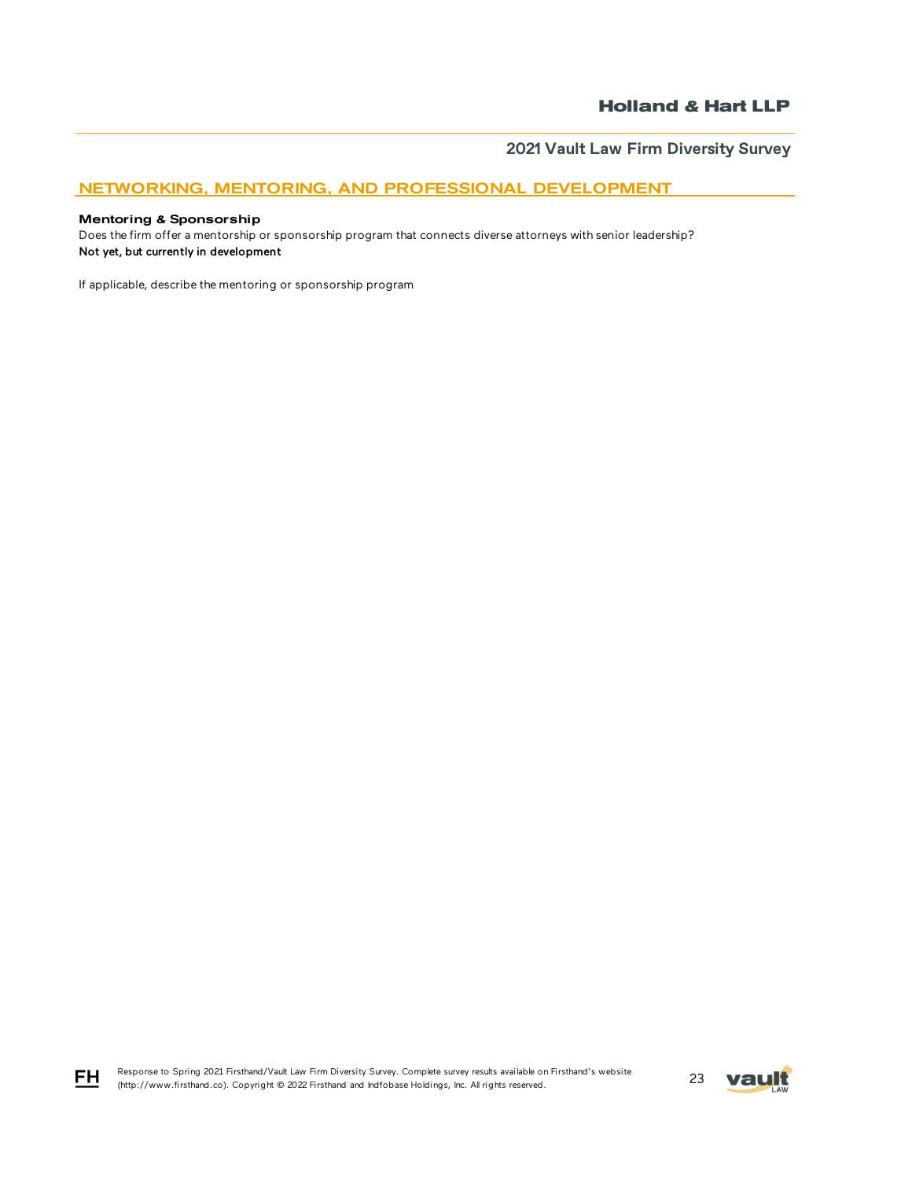## NETWORKING, MENTORING, AND PROFESSIONAL DEVELOPMENT

### Mentoring & Sponsorship

Does the firm offer a mentorship or sponsorship program that connects diverse attorneys with senior leadership?

**Not yet, but currently in development**

If applicable, describe the mentoring or sponsorship program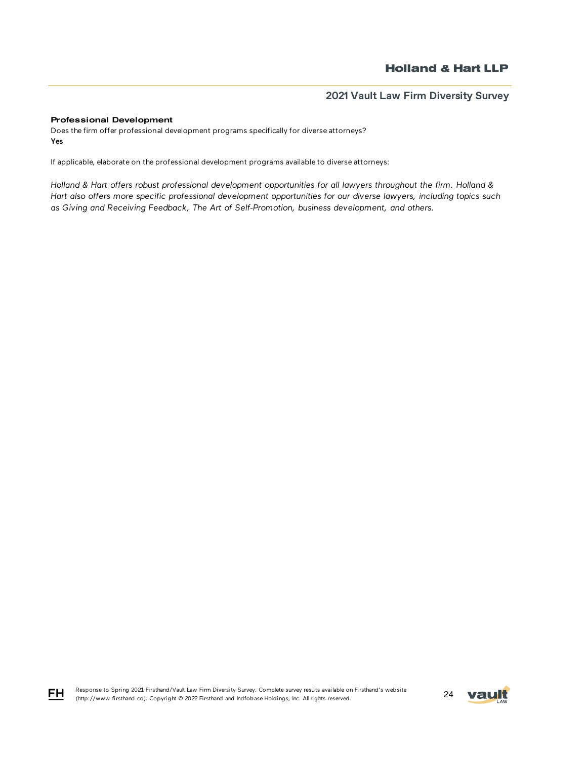### Professional Development

Does the firm offer professional development programs specifically for diverse attorneys?
**Yes**

If applicable, elaborate on the professional development programs available to diverse attorneys:

*Holland & Hart offers robust professional development opportunities for all lawyers throughout the firm. Holland & Hart also offers more specific professional development opportunities for our diverse lawyers, including topics such as Giving and Receiving Feedback, The Art of Self-Promotion, business development, and others.*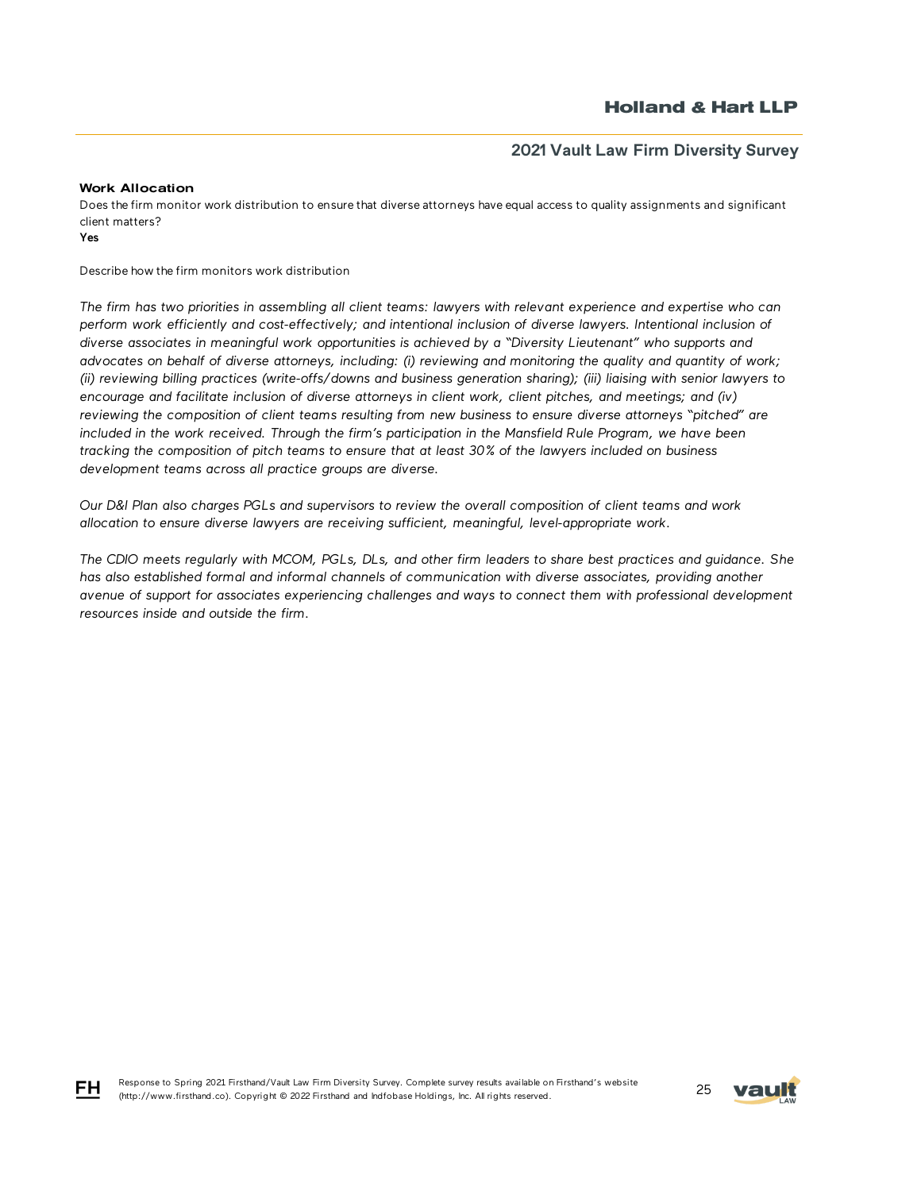#### Work Allocation

Does the firm monitor work distribution to ensure that diverse attorneys have equal access to quality assignments and significant client matters?

**Yes**

Describe how the firm monitors work distribution

*The firm has two priorities in assembling all client teams: lawyers with relevant experience and expertise who can perform work efficiently and cost-effectively; and intentional inclusion of diverse lawyers. Intentional inclusion of diverse associates in meaningful work opportunities is achieved by a "Diversity Lieutenant" who supports and advocates on behalf of diverse attorneys, including: (i) reviewing and monitoring the quality and quantity of work; (ii) reviewing billing practices (write-offs/downs and business generation sharing); (iii) liaising with senior lawyers to encourage and facilitate inclusion of diverse attorneys in client work, client pitches, and meetings; and (iv) reviewing the composition of client teams resulting from new business to ensure diverse attorneys "pitched" are included in the work received. Through the firm's participation in the Mansfield Rule Program, we have been tracking the composition of pitch teams to ensure that at least 30% of the lawyers included on business development teams across all practice groups are diverse.*

*Our D&I Plan also charges PGLs and supervisors to review the overall composition of client teams and work allocation to ensure diverse lawyers are receiving sufficient, meaningful, level-appropriate work.*

*The CDIO meets regularly with MCOM, PGLs, DLs, and other firm leaders to share best practices and guidance. She has also established formal and informal channels of communication with diverse associates, providing another avenue of support for associates experiencing challenges and ways to connect them with professional development resources inside and outside the firm.*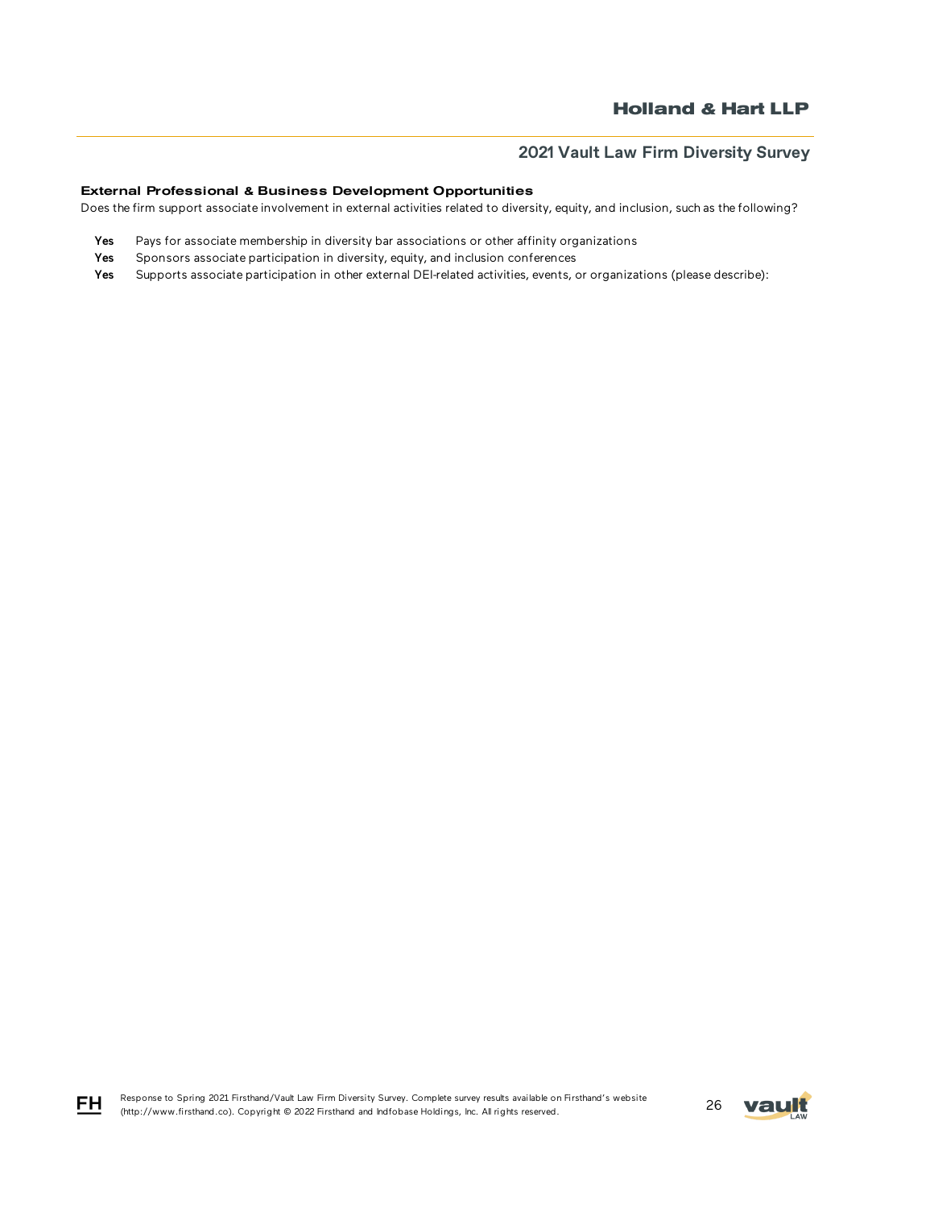#### External Professional & Business Development Opportunities

Does the firm support associate involvement in external activities related to diversity, equity, and inclusion, such as the following?

**Yes** Pays for associate membership in diversity bar associations or other affinity organizations

**Yes** Sponsors associate participation in diversity, equity, and inclusion conferences

**Yes** Supports associate participation in other external DEI-related activities, events, or organizations (please describe):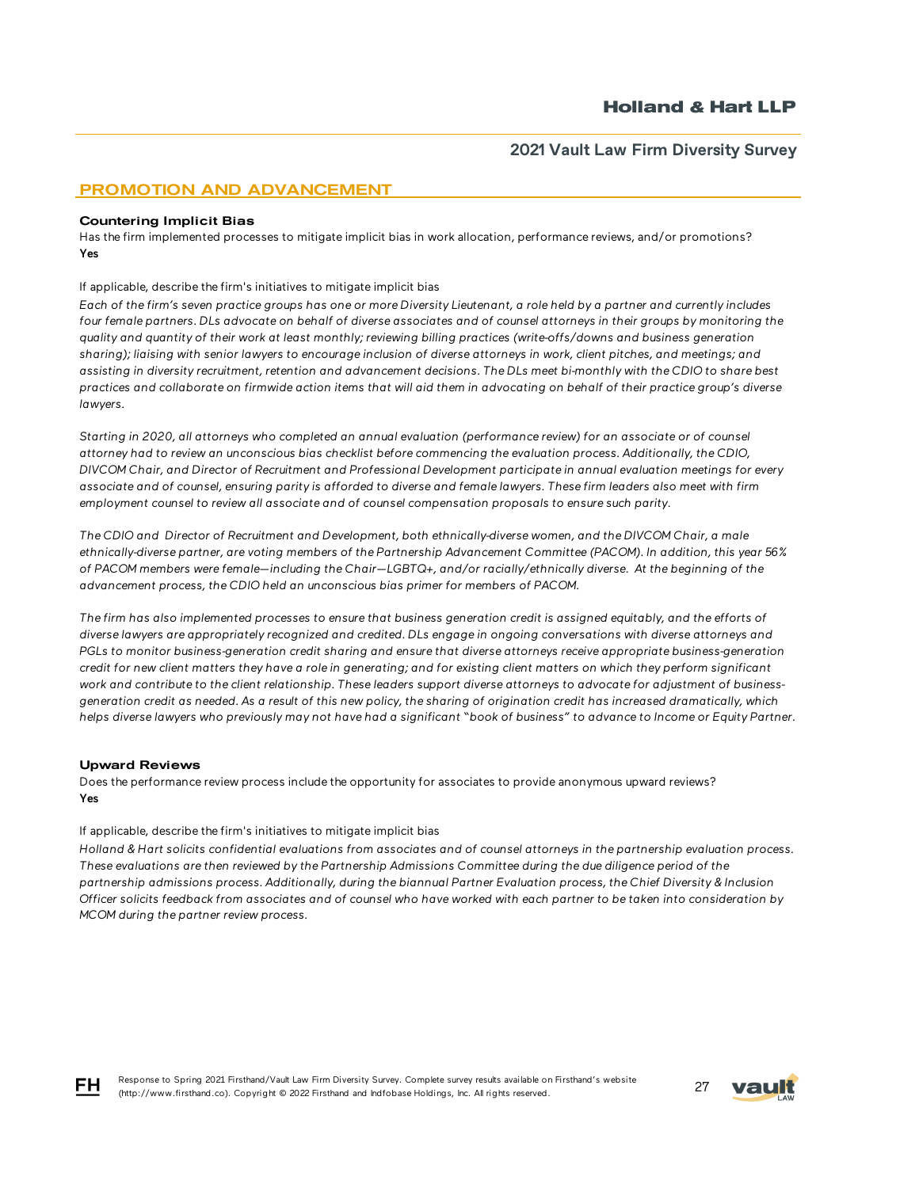## PROMOTION AND ADVANCEMENT

### Countering Implicit Bias

Has the firm implemented processes to mitigate implicit bias in work allocation, performance reviews, and/or promotions?
**Yes**

If applicable, describe the firm's initiatives to mitigate implicit bias

*Each of the firm's seven practice groups has one or more Diversity Lieutenant, a role held by a partner and currently includes four female partners. DLs advocate on behalf of diverse associates and of counsel attorneys in their groups by monitoring the quality and quantity of their work at least monthly; reviewing billing practices (write-offs/downs and business generation sharing); liaising with senior lawyers to encourage inclusion of diverse attorneys in work, client pitches, and meetings; and assisting in diversity recruitment, retention and advancement decisions. The DLs meet bi-monthly with the CDIO to share best practices and collaborate on firmwide action items that will aid them in advocating on behalf of their practice group's diverse lawyers.*

*Starting in 2020, all attorneys who completed an annual evaluation (performance review) for an associate or of counsel attorney had to review an unconscious bias checklist before commencing the evaluation process. Additionally, the CDIO, DIVCOM Chair, and Director of Recruitment and Professional Development participate in annual evaluation meetings for every associate and of counsel, ensuring parity is afforded to diverse and female lawyers. These firm leaders also meet with firm employment counsel to review all associate and of counsel compensation proposals to ensure such parity.*

*The CDIO and Director of Recruitment and Development, both ethnically-diverse women, and the DIVCOM Chair, a male ethnically-diverse partner, are voting members of the Partnership Advancement Committee (PACOM). In addition, this year 56% of PACOM members were female—including the Chair—LGBTQ+, and/or racially/ethnically diverse. At the beginning of the advancement process, the CDIO held an unconscious bias primer for members of PACOM.*

*The firm has also implemented processes to ensure that business generation credit is assigned equitably, and the efforts of diverse lawyers are appropriately recognized and credited. DLs engage in ongoing conversations with diverse attorneys and PGLs to monitor business-generation credit sharing and ensure that diverse attorneys receive appropriate business-generation credit for new client matters they have a role in generating; and for existing client matters on which they perform significant work and contribute to the client relationship. These leaders support diverse attorneys to advocate for adjustment of business-generation credit as needed. As a result of this new policy, the sharing of origination credit has increased dramatically, which helps diverse lawyers who previously may not have had a significant "book of business" to advance to Income or Equity Partner.*

### Upward Reviews

Does the performance review process include the opportunity for associates to provide anonymous upward reviews?
**Yes**

If applicable, describe the firm's initiatives to mitigate implicit bias

*Holland & Hart solicits confidential evaluations from associates and of counsel attorneys in the partnership evaluation process. These evaluations are then reviewed by the Partnership Admissions Committee during the due diligence period of the partnership admissions process. Additionally, during the biannual Partner Evaluation process, the Chief Diversity & Inclusion Officer solicits feedback from associates and of counsel who have worked with each partner to be taken into consideration by MCOM during the partner review process.*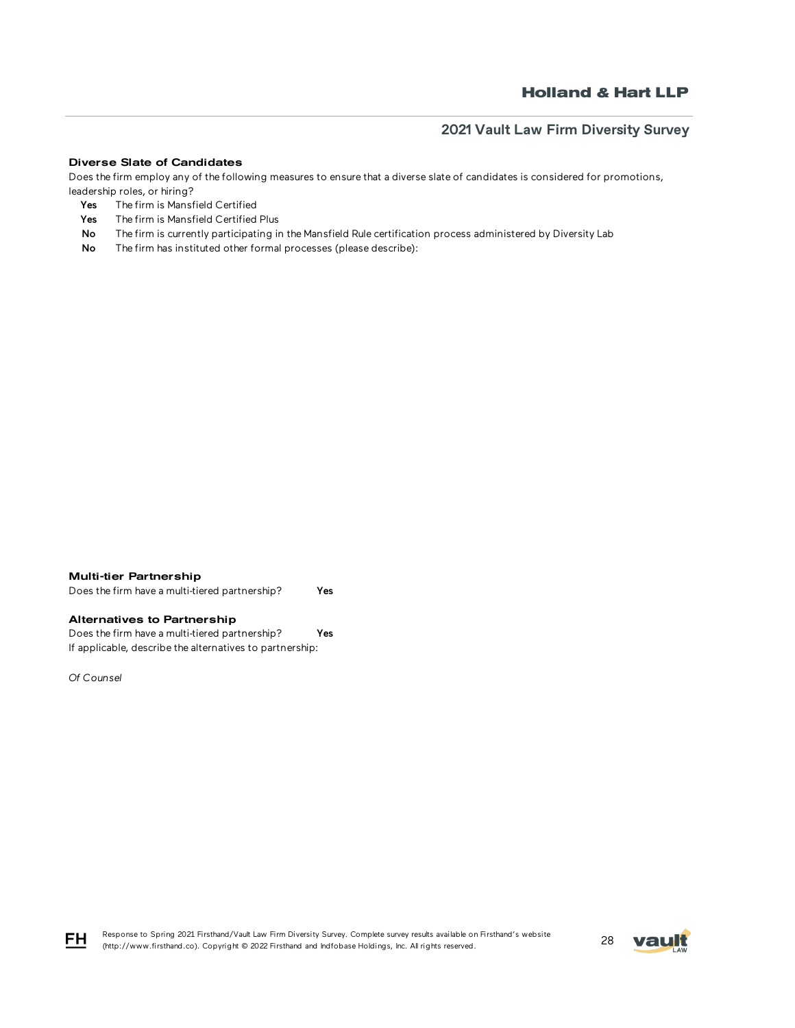### Diverse Slate of Candidates

Does the firm employ any of the following measures to ensure that a diverse slate of candidates is considered for promotions, leadership roles, or hiring?

**Yes** The firm is Mansfield Certified
**Yes** The firm is Mansfield Certified Plus
**No** The firm is currently participating in the Mansfield Rule certification process administered by Diversity Lab
**No** The firm has instituted other formal processes (please describe):

### Multi-tier Partnership

Does the firm have a multi-tiered partnership? **Yes**

### Alternatives to Partnership

Does the firm have a multi-tiered partnership? **Yes**
If applicable, describe the alternatives to partnership:

*Of Counsel*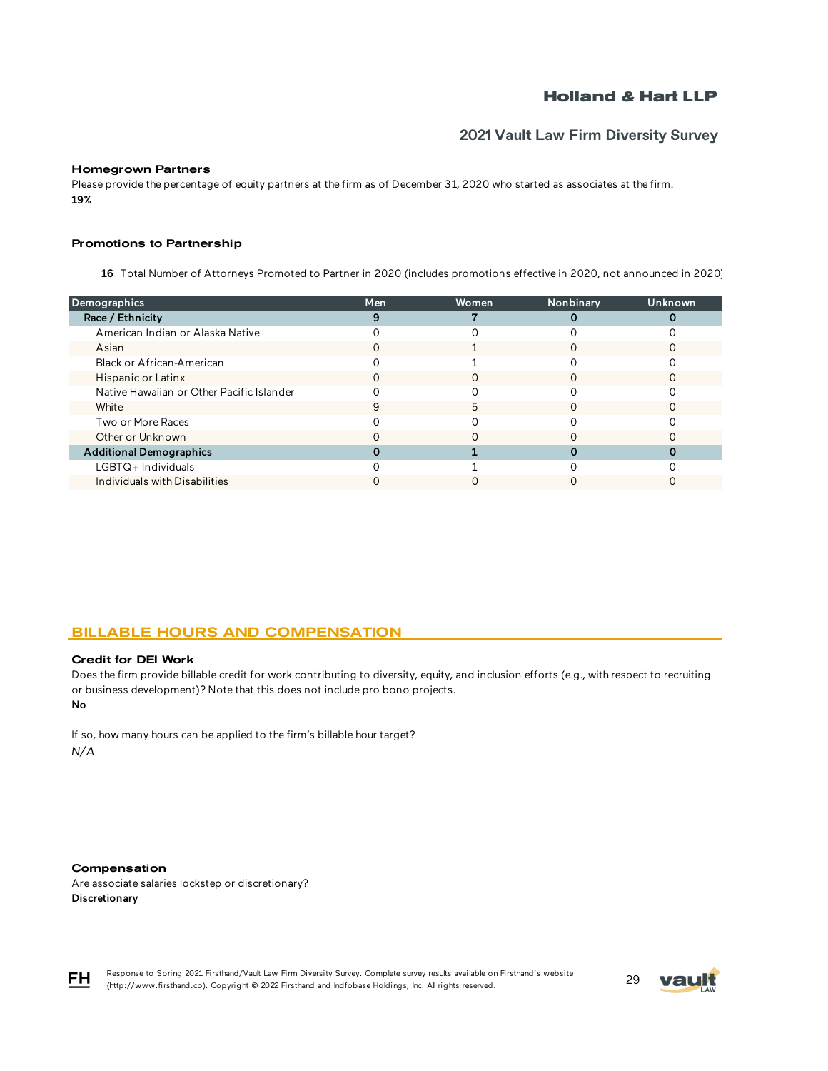### Homegrown Partners

Please provide the percentage of equity partners at the firm as of December 31, 2020 who started as associates at the firm.

**19%**

### Promotions to Partnership

**16** Total Number of Attorneys Promoted to Partner in 2020 (includes promotions effective in 2020, not announced in 2020)

| Demographics | Men | Women | Nonbinary | Unknown |
|---|---|---|---|---|
| **Race / Ethnicity** | **9** | **7** | **0** | **0** |
| American Indian or Alaska Native | 0 | 0 | 0 | 0 |
| Asian | 0 | 1 | 0 | 0 |
| Black or African-American | 0 | 1 | 0 | 0 |
| Hispanic or Latinx | 0 | 0 | 0 | 0 |
| Native Hawaiian or Other Pacific Islander | 0 | 0 | 0 | 0 |
| White | 9 | 5 | 0 | 0 |
| Two or More Races | 0 | 0 | 0 | 0 |
| Other or Unknown | 0 | 0 | 0 | 0 |
| **Additional Demographics** | **0** | **1** | **0** | **0** |
| LGBTQ+ Individuals | 0 | 1 | 0 | 0 |
| Individuals with Disabilities | 0 | 0 | 0 | 0 |

## BILLABLE HOURS AND COMPENSATION

### Credit for DEI Work

Does the firm provide billable credit for work contributing to diversity, equity, and inclusion efforts (e.g., with respect to recruiting or business development)? Note that this does not include pro bono projects.

**No**

If so, how many hours can be applied to the firm's billable hour target?

*N/A*

### Compensation

Are associate salaries lockstep or discretionary?

**Discretionary**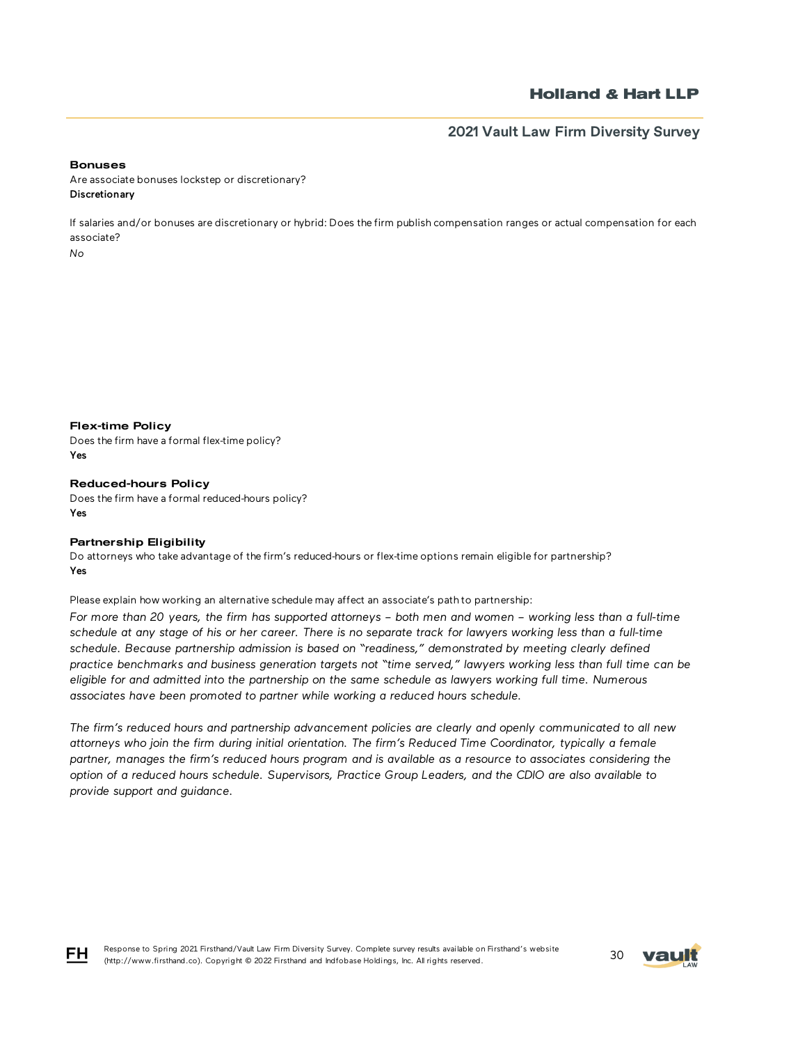### Bonuses

Are associate bonuses lockstep or discretionary?
**Discretionary**

If salaries and/or bonuses are discretionary or hybrid: Does the firm publish compensation ranges or actual compensation for each associate?
*No*

### Flex-time Policy

Does the firm have a formal flex-time policy?
**Yes**

### Reduced-hours Policy

Does the firm have a formal reduced-hours policy?
**Yes**

### Partnership Eligibility

Do attorneys who take advantage of the firm's reduced-hours or flex-time options remain eligible for partnership?
**Yes**

Please explain how working an alternative schedule may affect an associate's path to partnership:

*For more than 20 years, the firm has supported attorneys – both men and women – working less than a full-time schedule at any stage of his or her career. There is no separate track for lawyers working less than a full-time schedule. Because partnership admission is based on "readiness," demonstrated by meeting clearly defined practice benchmarks and business generation targets not "time served," lawyers working less than full time can be eligible for and admitted into the partnership on the same schedule as lawyers working full time. Numerous associates have been promoted to partner while working a reduced hours schedule.*

*The firm's reduced hours and partnership advancement policies are clearly and openly communicated to all new attorneys who join the firm during initial orientation. The firm's Reduced Time Coordinator, typically a female partner, manages the firm's reduced hours program and is available as a resource to associates considering the option of a reduced hours schedule. Supervisors, Practice Group Leaders, and the CDIO are also available to provide support and guidance.*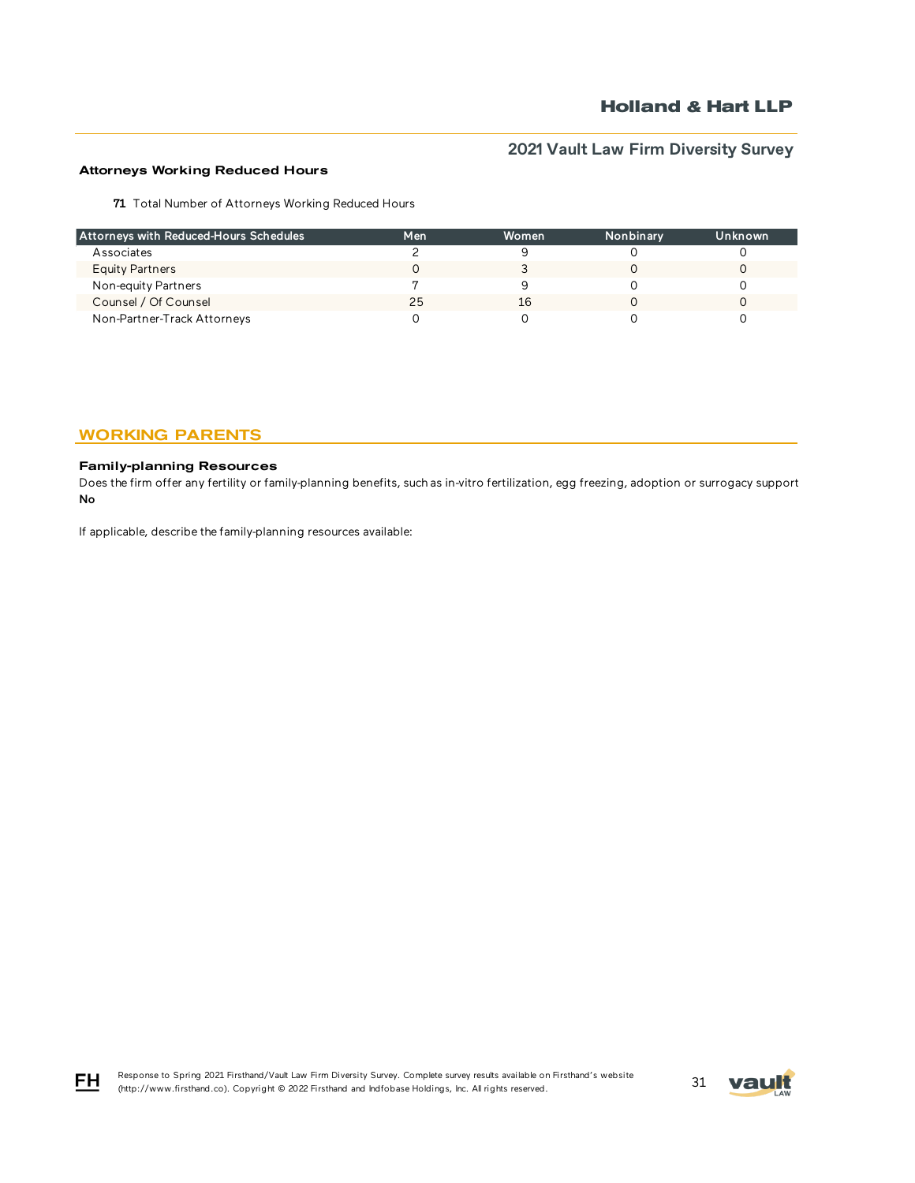### Attorneys Working Reduced Hours

**71** Total Number of Attorneys Working Reduced Hours

| Attorneys with Reduced-Hours Schedules | Men | Women | Nonbinary | Unknown |
|---|---|---|---|---|
| Associates | 2 | 9 | 0 | 0 |
| Equity Partners | 0 | 3 | 0 | 0 |
| Non-equity Partners | 7 | 9 | 0 | 0 |
| Counsel / Of Counsel | 25 | 16 | 0 | 0 |
| Non-Partner-Track Attorneys | 0 | 0 | 0 | 0 |

## WORKING PARENTS

### Family-planning Resources

Does the firm offer any fertility or family-planning benefits, such as in-vitro fertilization, egg freezing, adoption or surrogacy support

**No**

If applicable, describe the family-planning resources available: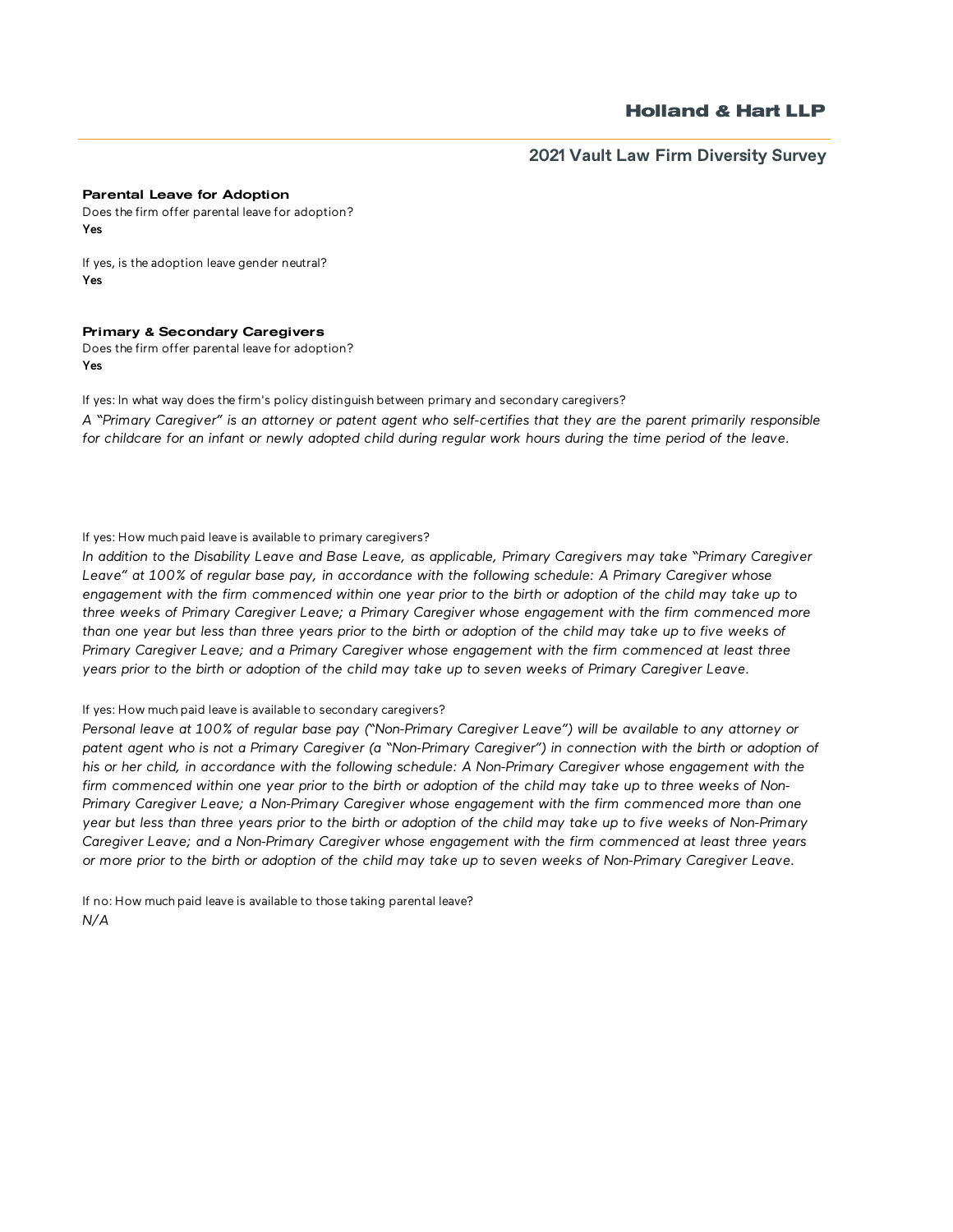### Parental Leave for Adoption

Does the firm offer parental leave for adoption?

**Yes**

If yes, is the adoption leave gender neutral?

**Yes**

### Primary & Secondary Caregivers

Does the firm offer parental leave for adoption?

**Yes**

If yes: In what way does the firm's policy distinguish between primary and secondary caregivers?

*A "Primary Caregiver" is an attorney or patent agent who self-certifies that they are the parent primarily responsible for childcare for an infant or newly adopted child during regular work hours during the time period of the leave.*

If yes: How much paid leave is available to primary caregivers?

*In addition to the Disability Leave and Base Leave, as applicable, Primary Caregivers may take "Primary Caregiver Leave" at 100% of regular base pay, in accordance with the following schedule: A Primary Caregiver whose engagement with the firm commenced within one year prior to the birth or adoption of the child may take up to three weeks of Primary Caregiver Leave; a Primary Caregiver whose engagement with the firm commenced more than one year but less than three years prior to the birth or adoption of the child may take up to five weeks of Primary Caregiver Leave; and a Primary Caregiver whose engagement with the firm commenced at least three years prior to the birth or adoption of the child may take up to seven weeks of Primary Caregiver Leave.*

If yes: How much paid leave is available to secondary caregivers?

*Personal leave at 100% of regular base pay ("Non-Primary Caregiver Leave") will be available to any attorney or patent agent who is not a Primary Caregiver (a "Non-Primary Caregiver") in connection with the birth or adoption of his or her child, in accordance with the following schedule: A Non-Primary Caregiver whose engagement with the firm commenced within one year prior to the birth or adoption of the child may take up to three weeks of Non-Primary Caregiver Leave; a Non-Primary Caregiver whose engagement with the firm commenced more than one year but less than three years prior to the birth or adoption of the child may take up to five weeks of Non-Primary Caregiver Leave; and a Non-Primary Caregiver whose engagement with the firm commenced at least three years or more prior to the birth or adoption of the child may take up to seven weeks of Non-Primary Caregiver Leave.*

If no: How much paid leave is available to those taking parental leave?

*N/A*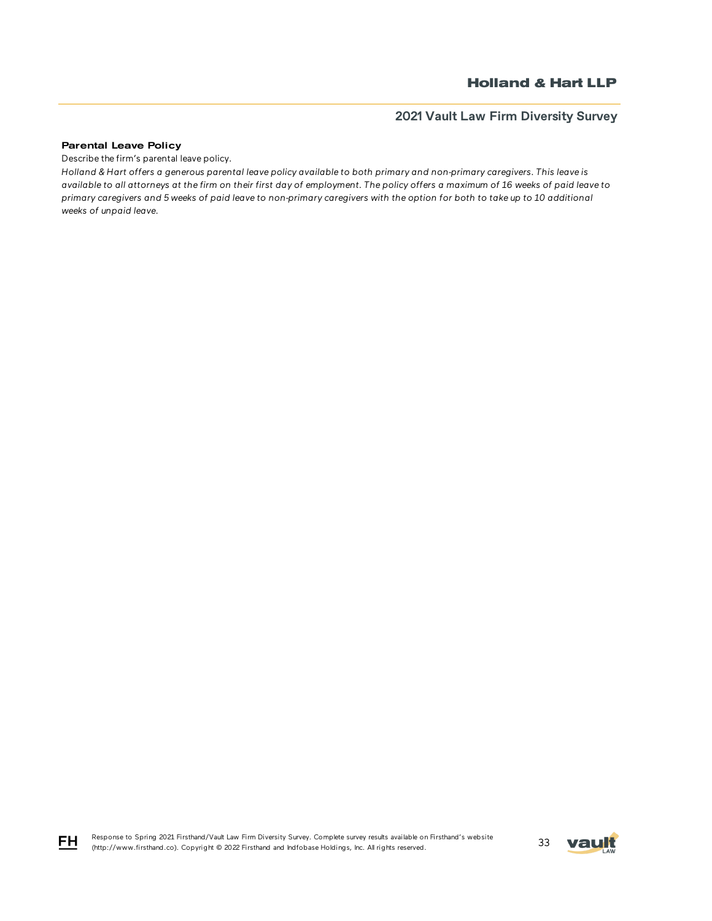**Parental Leave Policy**

Describe the firm's parental leave policy.

*Holland & Hart offers a generous parental leave policy available to both primary and non-primary caregivers. This leave is available to all attorneys at the firm on their first day of employment. The policy offers a maximum of 16 weeks of paid leave to primary caregivers and 5 weeks of paid leave to non-primary caregivers with the option for both to take up to 10 additional weeks of unpaid leave.*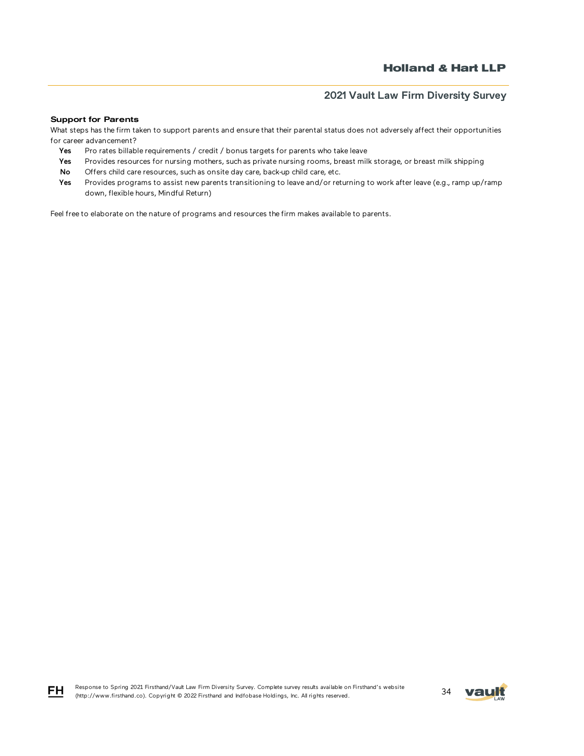**Support for Parents**

What steps has the firm taken to support parents and ensure that their parental status does not adversely affect their opportunities for career advancement?

- **Yes** Pro rates billable requirements / credit / bonus targets for parents who take leave
- **Yes** Provides resources for nursing mothers, such as private nursing rooms, breast milk storage, or breast milk shipping
- **No** Offers child care resources, such as onsite day care, back-up child care, etc.
- **Yes** Provides programs to assist new parents transitioning to leave and/or returning to work after leave (e.g., ramp up/ramp down, flexible hours, Mindful Return)

Feel free to elaborate on the nature of programs and resources the firm makes available to parents.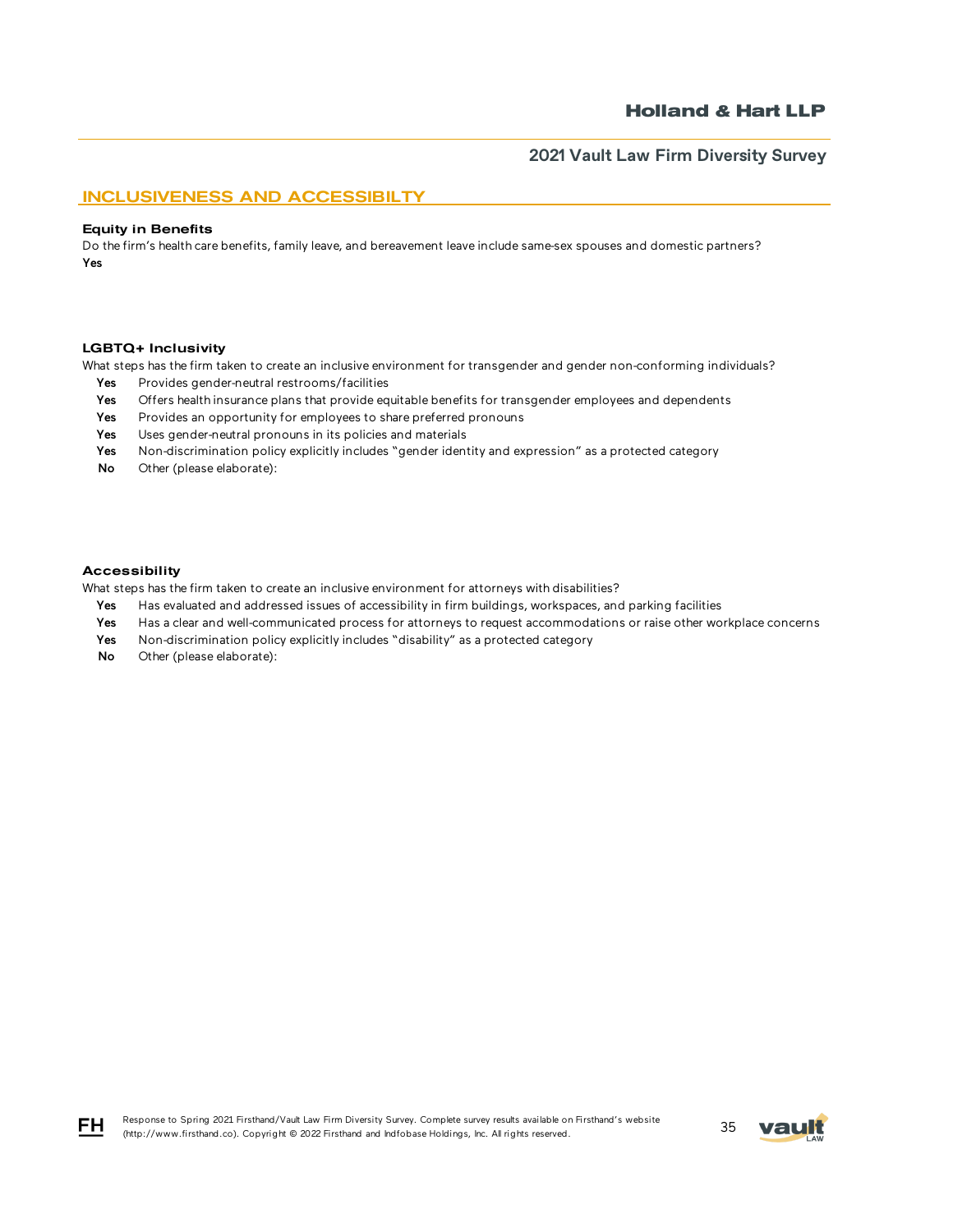## INCLUSIVENESS AND ACCESSIBILTY

### Equity in Benefits

Do the firm's health care benefits, family leave, and bereavement leave include same-sex spouses and domestic partners?

**Yes**

### LGBTQ+ Inclusivity

What steps has the firm taken to create an inclusive environment for transgender and gender non-conforming individuals?

- **Yes** Provides gender-neutral restrooms/facilities
- **Yes** Offers health insurance plans that provide equitable benefits for transgender employees and dependents
- **Yes** Provides an opportunity for employees to share preferred pronouns
- **Yes** Uses gender-neutral pronouns in its policies and materials
- **Yes** Non-discrimination policy explicitly includes "gender identity and expression" as a protected category
- **No** Other (please elaborate):

### Accessibility

What steps has the firm taken to create an inclusive environment for attorneys with disabilities?

- **Yes** Has evaluated and addressed issues of accessibility in firm buildings, workspaces, and parking facilities
- **Yes** Has a clear and well-communicated process for attorneys to request accommodations or raise other workplace concerns
- **Yes** Non-discrimination policy explicitly includes "disability" as a protected category
- **No** Other (please elaborate):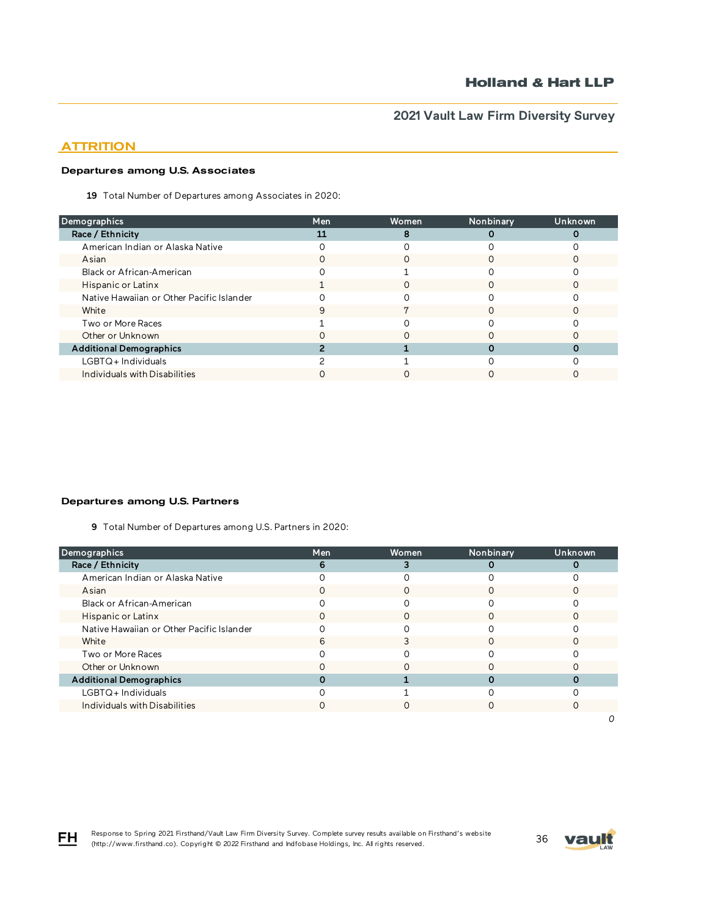## ATTRITION

### Departures among U.S. Associates

**19** Total Number of Departures among Associates in 2020:

| Demographics | Men | Women | Nonbinary | Unknown |
|---|---|---|---|---|
| **Race / Ethnicity** | **11** | **8** | **0** | **0** |
| American Indian or Alaska Native | 0 | 0 | 0 | 0 |
| Asian | 0 | 0 | 0 | 0 |
| Black or African-American | 0 | 1 | 0 | 0 |
| Hispanic or Latinx | 1 | 0 | 0 | 0 |
| Native Hawaiian or Other Pacific Islander | 0 | 0 | 0 | 0 |
| White | 9 | 7 | 0 | 0 |
| Two or More Races | 1 | 0 | 0 | 0 |
| Other or Unknown | 0 | 0 | 0 | 0 |
| **Additional Demographics** | **2** | **1** | **0** | **0** |
| LGBTQ+ Individuals | 2 | 1 | 0 | 0 |
| Individuals with Disabilities | 0 | 0 | 0 | 0 |

### Departures among U.S. Partners

**9** Total Number of Departures among U.S. Partners in 2020:

| Demographics | Men | Women | Nonbinary | Unknown |
|---|---|---|---|---|
| **Race / Ethnicity** | **6** | **3** | **0** | **0** |
| American Indian or Alaska Native | 0 | 0 | 0 | 0 |
| Asian | 0 | 0 | 0 | 0 |
| Black or African-American | 0 | 0 | 0 | 0 |
| Hispanic or Latinx | 0 | 0 | 0 | 0 |
| Native Hawaiian or Other Pacific Islander | 0 | 0 | 0 | 0 |
| White | 6 | 3 | 0 | 0 |
| Two or More Races | 0 | 0 | 0 | 0 |
| Other or Unknown | 0 | 0 | 0 | 0 |
| **Additional Demographics** | **0** | **1** | **0** | **0** |
| LGBTQ+ Individuals | 0 | 1 | 0 | 0 |
| Individuals with Disabilities | 0 | 0 | 0 | 0 |

*0*

Response to Spring 2021 Firsthand/Vault Law Firm Diversity Survey. Complete survey results available on Firsthand's website (http://www.firsthand.co). Copyright © 2022 Firsthand and Indfobase Holdings, Inc. All rights reserved.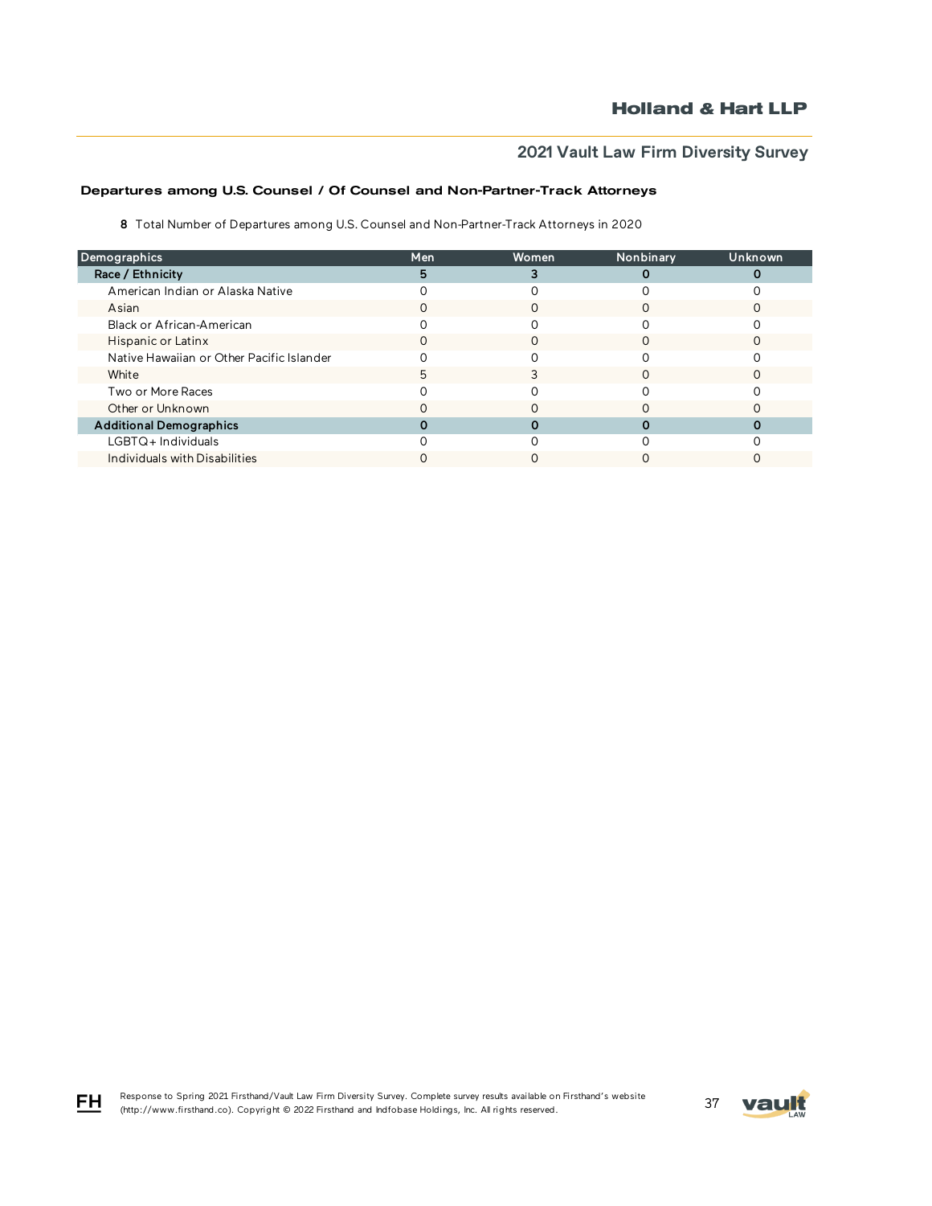## Departures among U.S. Counsel / Of Counsel and Non-Partner-Track Attorneys

**8** Total Number of Departures among U.S. Counsel and Non-Partner-Track Attorneys in 2020

| Demographics | Men | Women | Nonbinary | Unknown |
|---|---|---|---|---|
| **Race / Ethnicity** | **5** | **3** | **0** | **0** |
| American Indian or Alaska Native | 0 | 0 | 0 | 0 |
| Asian | 0 | 0 | 0 | 0 |
| Black or African-American | 0 | 0 | 0 | 0 |
| Hispanic or Latinx | 0 | 0 | 0 | 0 |
| Native Hawaiian or Other Pacific Islander | 0 | 0 | 0 | 0 |
| White | 5 | 3 | 0 | 0 |
| Two or More Races | 0 | 0 | 0 | 0 |
| Other or Unknown | 0 | 0 | 0 | 0 |
| **Additional Demographics** | **0** | **0** | **0** | **0** |
| LGBTQ+ Individuals | 0 | 0 | 0 | 0 |
| Individuals with Disabilities | 0 | 0 | 0 | 0 |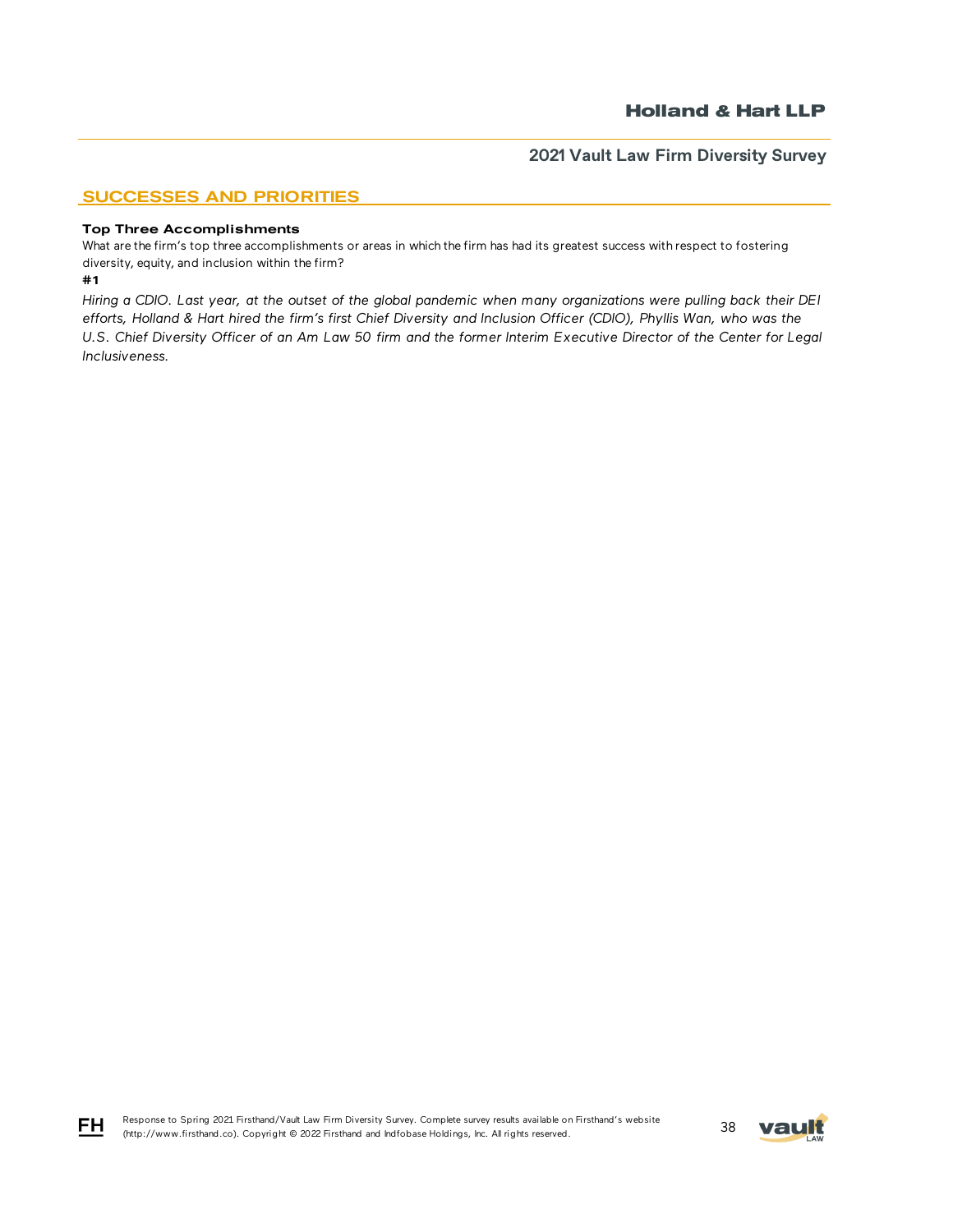## SUCCESSES AND PRIORITIES

**Top Three Accomplishments**

What are the firm's top three accomplishments or areas in which the firm has had its greatest success with respect to fostering diversity, equity, and inclusion within the firm?

**#1**

*Hiring a CDIO. Last year, at the outset of the global pandemic when many organizations were pulling back their DEI efforts, Holland & Hart hired the firm's first Chief Diversity and Inclusion Officer (CDIO), Phyllis Wan, who was the U.S. Chief Diversity Officer of an Am Law 50 firm and the former Interim Executive Director of the Center for Legal Inclusiveness.*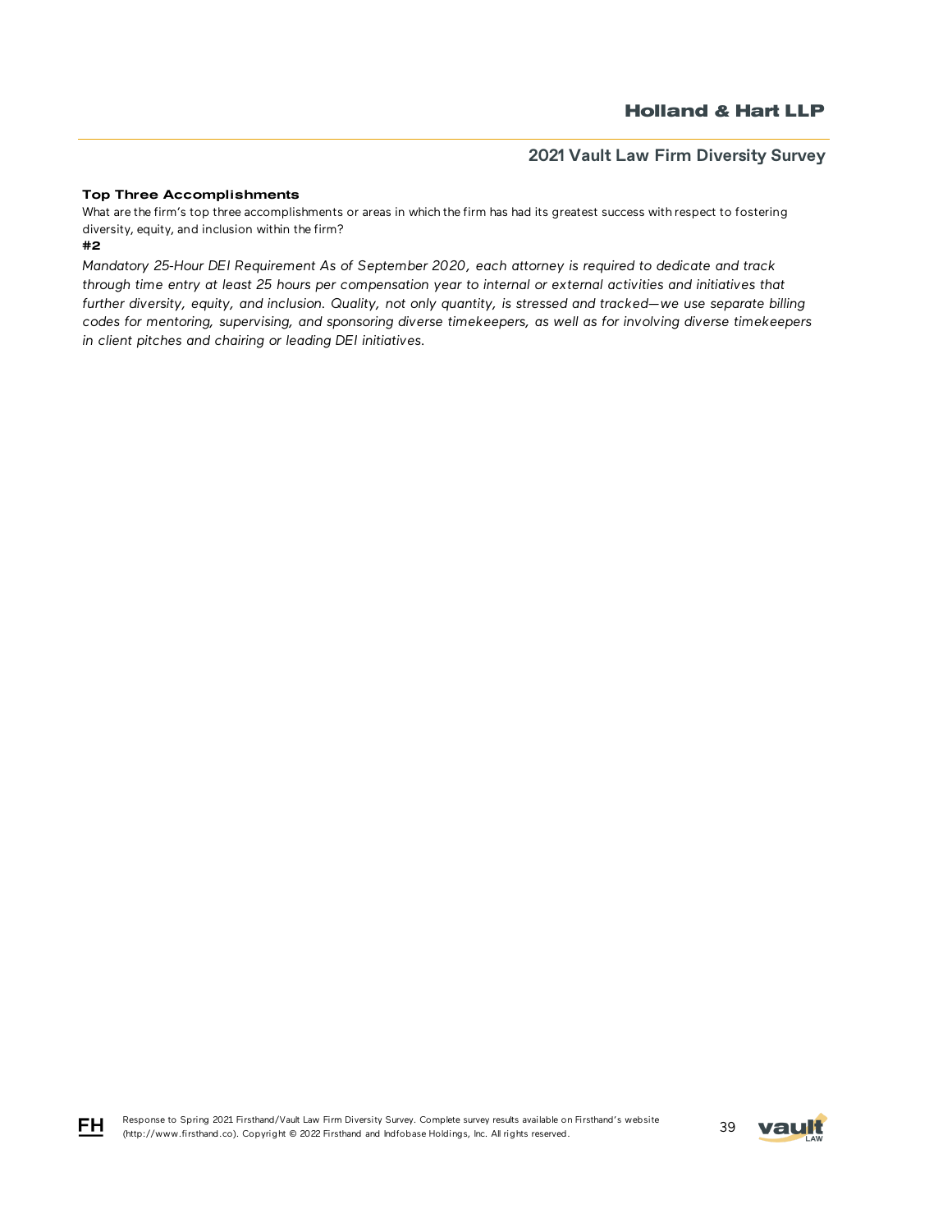**Top Three Accomplishments**

What are the firm's top three accomplishments or areas in which the firm has had its greatest success with respect to fostering diversity, equity, and inclusion within the firm?

**#2**

*Mandatory 25-Hour DEI Requirement As of September 2020, each attorney is required to dedicate and track through time entry at least 25 hours per compensation year to internal or external activities and initiatives that further diversity, equity, and inclusion. Quality, not only quantity, is stressed and tracked—we use separate billing codes for mentoring, supervising, and sponsoring diverse timekeepers, as well as for involving diverse timekeepers in client pitches and chairing or leading DEI initiatives.*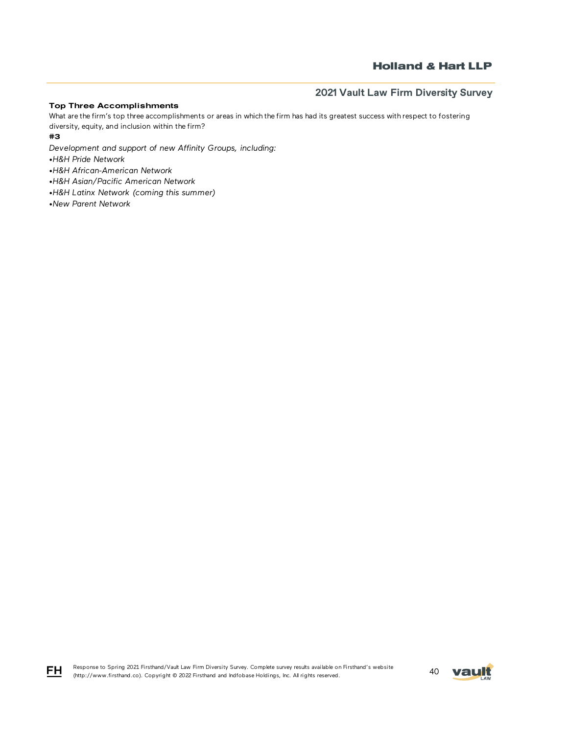### Top Three Accomplishments

What are the firm's top three accomplishments or areas in which the firm has had its greatest success with respect to fostering diversity, equity, and inclusion within the firm?

**#3**

*Development and support of new Affinity Groups, including:*

*•H&H Pride Network*

*•H&H African-American Network*

*•H&H Asian/Pacific American Network*

*•H&H Latinx Network (coming this summer)*

*•New Parent Network*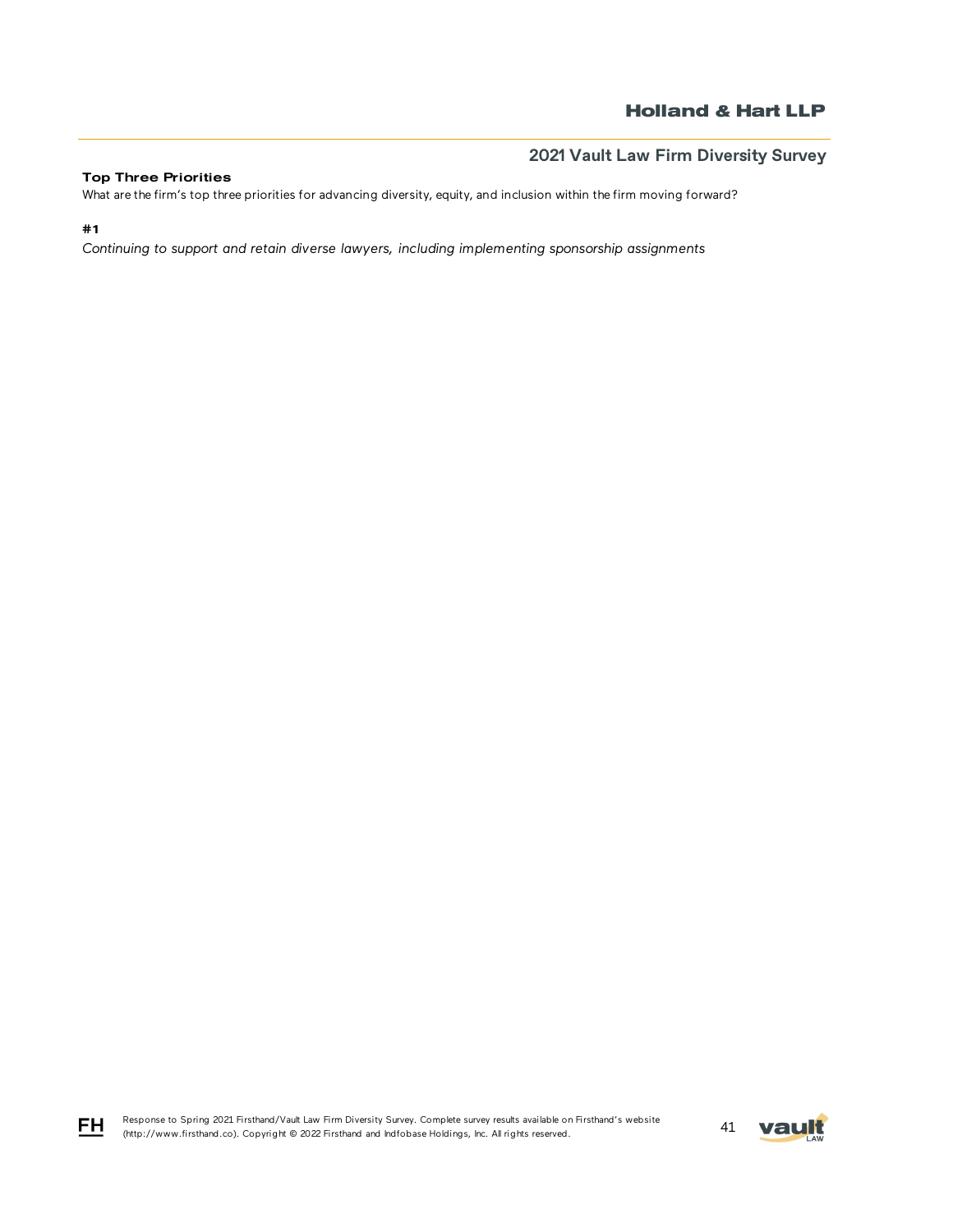**Top Three Priorities**

What are the firm's top three priorities for advancing diversity, equity, and inclusion within the firm moving forward?

**#1**

*Continuing to support and retain diverse lawyers, including implementing sponsorship assignments*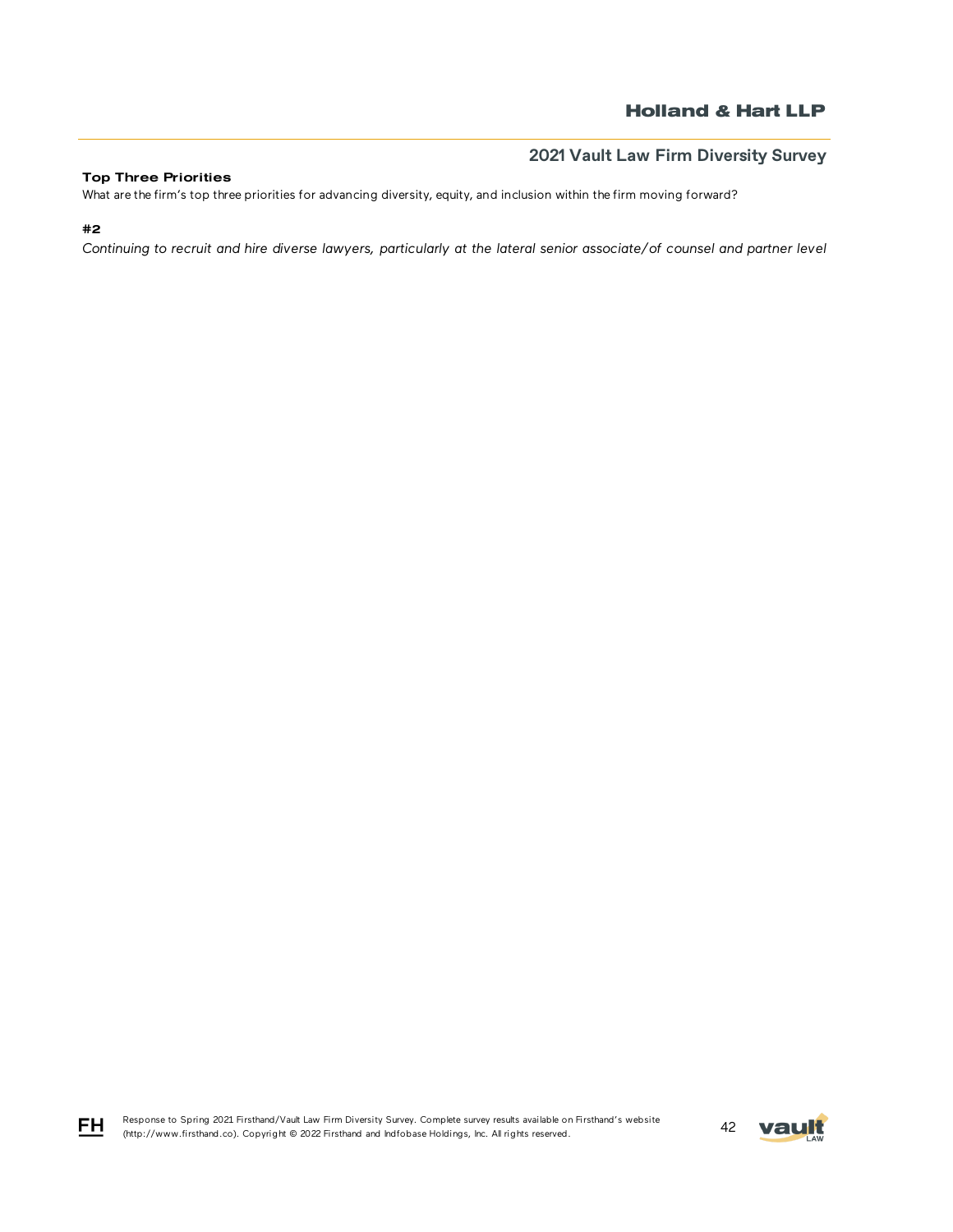**Top Three Priorities**

What are the firm's top three priorities for advancing diversity, equity, and inclusion within the firm moving forward?

**#2**

*Continuing to recruit and hire diverse lawyers, particularly at the lateral senior associate/of counsel and partner level*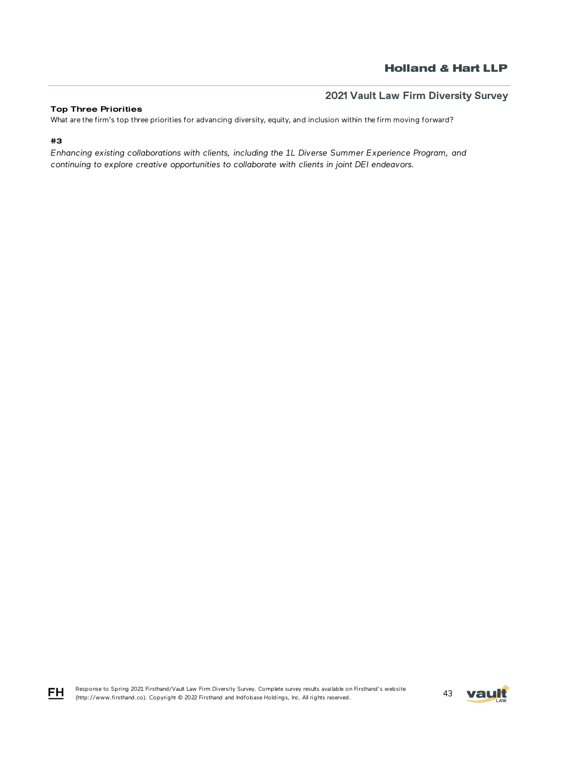**Top Three Priorities**

What are the firm's top three priorities for advancing diversity, equity, and inclusion within the firm moving forward?

**#3**

*Enhancing existing collaborations with clients, including the 1L Diverse Summer Experience Program, and continuing to explore creative opportunities to collaborate with clients in joint DEI endeavors.*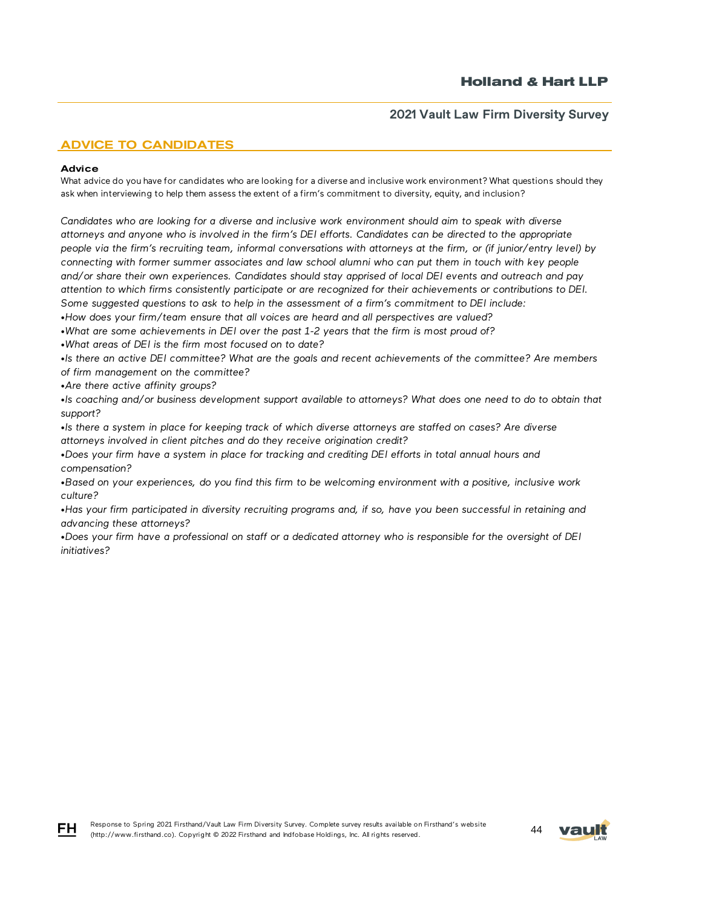## ADVICE TO CANDIDATES

**Advice**

What advice do you have for candidates who are looking for a diverse and inclusive work environment? What questions should they ask when interviewing to help them assess the extent of a firm's commitment to diversity, equity, and inclusion?

*Candidates who are looking for a diverse and inclusive work environment should aim to speak with diverse attorneys and anyone who is involved in the firm's DEI efforts. Candidates can be directed to the appropriate people via the firm's recruiting team, informal conversations with attorneys at the firm, or (if junior/entry level) by connecting with former summer associates and law school alumni who can put them in touch with key people and/or share their own experiences. Candidates should stay apprised of local DEI events and outreach and pay attention to which firms consistently participate or are recognized for their achievements or contributions to DEI. Some suggested questions to ask to help in the assessment of a firm's commitment to DEI include:*

*•How does your firm/team ensure that all voices are heard and all perspectives are valued?*

*•What are some achievements in DEI over the past 1-2 years that the firm is most proud of?*

*•What areas of DEI is the firm most focused on to date?*

*•Is there an active DEI committee? What are the goals and recent achievements of the committee? Are members of firm management on the committee?*

*•Are there active affinity groups?*

*•Is coaching and/or business development support available to attorneys? What does one need to do to obtain that support?*

*•Is there a system in place for keeping track of which diverse attorneys are staffed on cases? Are diverse attorneys involved in client pitches and do they receive origination credit?*

*•Does your firm have a system in place for tracking and crediting DEI efforts in total annual hours and compensation?*

*•Based on your experiences, do you find this firm to be welcoming environment with a positive, inclusive work culture?*

*•Has your firm participated in diversity recruiting programs and, if so, have you been successful in retaining and advancing these attorneys?*

*•Does your firm have a professional on staff or a dedicated attorney who is responsible for the oversight of DEI initiatives?*